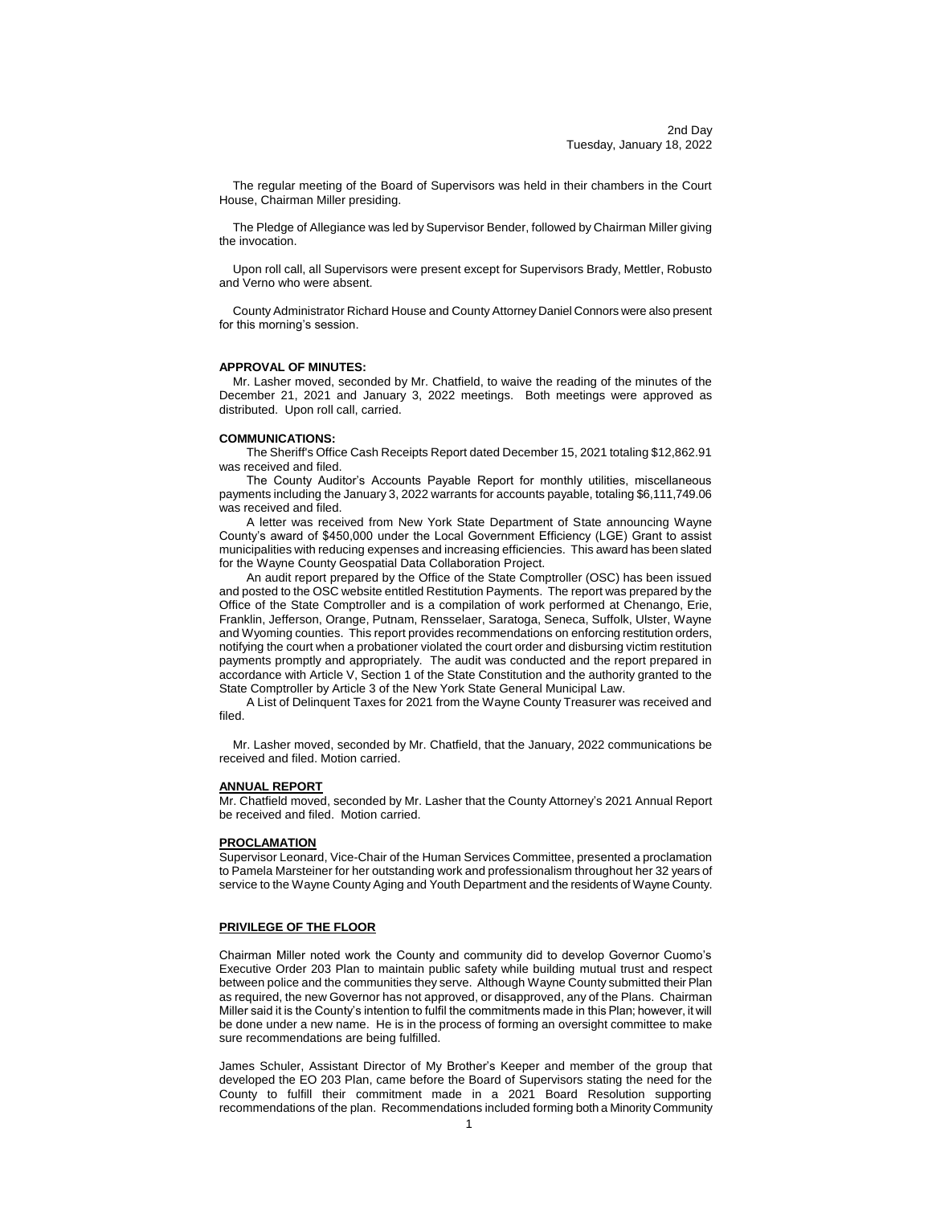2nd Day
Tuesday, January 18, 2022

The regular meeting of the Board of Supervisors was held in their chambers in the Court House, Chairman Miller presiding.

The Pledge of Allegiance was led by Supervisor Bender, followed by Chairman Miller giving the invocation.

Upon roll call, all Supervisors were present except for Supervisors Brady, Mettler, Robusto and Verno who were absent.

County Administrator Richard House and County Attorney Daniel Connors were also present for this morning's session.

**APPROVAL OF MINUTES:**

Mr. Lasher moved, seconded by Mr. Chatfield, to waive the reading of the minutes of the December 21, 2021 and January 3, 2022 meetings. Both meetings were approved as distributed. Upon roll call, carried.

**COMMUNICATIONS:**

The Sheriff's Office Cash Receipts Report dated December 15, 2021 totaling $12,862.91 was received and filed.

The County Auditor's Accounts Payable Report for monthly utilities, miscellaneous payments including the January 3, 2022 warrants for accounts payable, totaling $6,111,749.06 was received and filed.

A letter was received from New York State Department of State announcing Wayne County's award of $450,000 under the Local Government Efficiency (LGE) Grant to assist municipalities with reducing expenses and increasing efficiencies. This award has been slated for the Wayne County Geospatial Data Collaboration Project.

An audit report prepared by the Office of the State Comptroller (OSC) has been issued and posted to the OSC website entitled Restitution Payments. The report was prepared by the Office of the State Comptroller and is a compilation of work performed at Chenango, Erie, Franklin, Jefferson, Orange, Putnam, Rensselaer, Saratoga, Seneca, Suffolk, Ulster, Wayne and Wyoming counties. This report provides recommendations on enforcing restitution orders, notifying the court when a probationer violated the court order and disbursing victim restitution payments promptly and appropriately. The audit was conducted and the report prepared in accordance with Article V, Section 1 of the State Constitution and the authority granted to the State Comptroller by Article 3 of the New York State General Municipal Law.

A List of Delinquent Taxes for 2021 from the Wayne County Treasurer was received and filed.

Mr. Lasher moved, seconded by Mr. Chatfield, that the January, 2022 communications be received and filed. Motion carried.

**ANNUAL REPORT**

Mr. Chatfield moved, seconded by Mr. Lasher that the County Attorney's 2021 Annual Report be received and filed. Motion carried.

**PROCLAMATION**

Supervisor Leonard, Vice-Chair of the Human Services Committee, presented a proclamation to Pamela Marsteiner for her outstanding work and professionalism throughout her 32 years of service to the Wayne County Aging and Youth Department and the residents of Wayne County.

**PRIVILEGE OF THE FLOOR**

Chairman Miller noted work the County and community did to develop Governor Cuomo's Executive Order 203 Plan to maintain public safety while building mutual trust and respect between police and the communities they serve. Although Wayne County submitted their Plan as required, the new Governor has not approved, or disapproved, any of the Plans. Chairman Miller said it is the County's intention to fulfil the commitments made in this Plan; however, it will be done under a new name. He is in the process of forming an oversight committee to make sure recommendations are being fulfilled.

James Schuler, Assistant Director of My Brother's Keeper and member of the group that developed the EO 203 Plan, came before the Board of Supervisors stating the need for the County to fulfill their commitment made in a 2021 Board Resolution supporting recommendations of the plan. Recommendations included forming both a Minority Community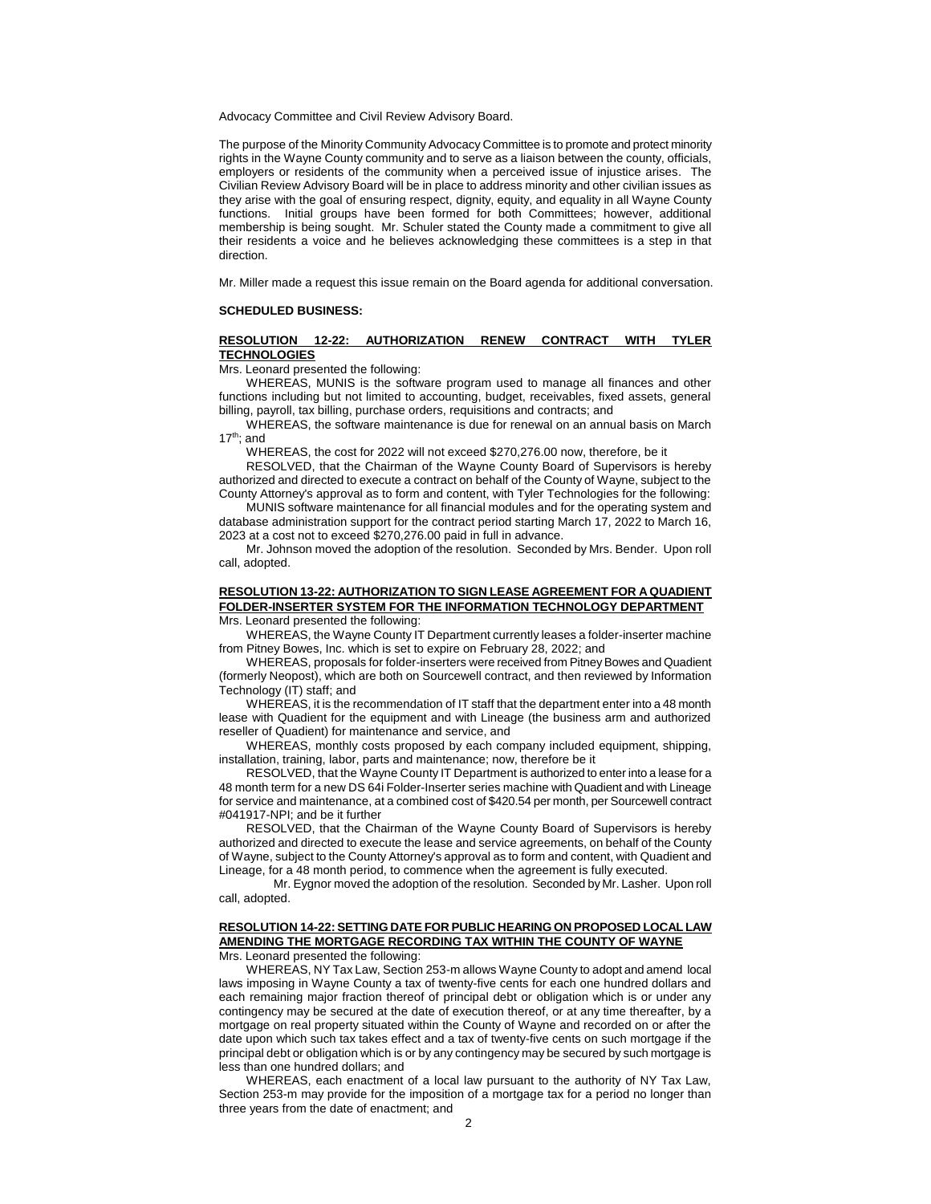Advocacy Committee and Civil Review Advisory Board.

The purpose of the Minority Community Advocacy Committee is to promote and protect minority rights in the Wayne County community and to serve as a liaison between the county, officials, employers or residents of the community when a perceived issue of injustice arises. The Civilian Review Advisory Board will be in place to address minority and other civilian issues as they arise with the goal of ensuring respect, dignity, equity, and equality in all Wayne County functions. Initial groups have been formed for both Committees; however, additional membership is being sought. Mr. Schuler stated the County made a commitment to give all their residents a voice and he believes acknowledging these committees is a step in that direction.

Mr. Miller made a request this issue remain on the Board agenda for additional conversation.

**SCHEDULED BUSINESS:**

**RESOLUTION 12-22: AUTHORIZATION RENEW CONTRACT WITH TYLER TECHNOLOGIES**

Mrs. Leonard presented the following:

WHEREAS, MUNIS is the software program used to manage all finances and other functions including but not limited to accounting, budget, receivables, fixed assets, general billing, payroll, tax billing, purchase orders, requisitions and contracts; and

WHEREAS, the software maintenance is due for renewal on an annual basis on March 17th; and

WHEREAS, the cost for 2022 will not exceed $270,276.00 now, therefore, be it

RESOLVED, that the Chairman of the Wayne County Board of Supervisors is hereby authorized and directed to execute a contract on behalf of the County of Wayne, subject to the County Attorney's approval as to form and content, with Tyler Technologies for the following:

MUNIS software maintenance for all financial modules and for the operating system and database administration support for the contract period starting March 17, 2022 to March 16, 2023 at a cost not to exceed $270,276.00 paid in full in advance.

Mr. Johnson moved the adoption of the resolution. Seconded by Mrs. Bender. Upon roll call, adopted.

**RESOLUTION 13-22: AUTHORIZATION TO SIGN LEASE AGREEMENT FOR A QUADIENT FOLDER-INSERTER SYSTEM FOR THE INFORMATION TECHNOLOGY DEPARTMENT**

Mrs. Leonard presented the following:

WHEREAS, the Wayne County IT Department currently leases a folder-inserter machine from Pitney Bowes, Inc. which is set to expire on February 28, 2022; and

WHEREAS, proposals for folder-inserters were received from Pitney Bowes and Quadient (formerly Neopost), which are both on Sourcewell contract, and then reviewed by Information Technology (IT) staff; and

WHEREAS, it is the recommendation of IT staff that the department enter into a 48 month lease with Quadient for the equipment and with Lineage (the business arm and authorized reseller of Quadient) for maintenance and service, and

WHEREAS, monthly costs proposed by each company included equipment, shipping, installation, training, labor, parts and maintenance; now, therefore be it

RESOLVED, that the Wayne County IT Department is authorized to enter into a lease for a 48 month term for a new DS 64i Folder-Inserter series machine with Quadient and with Lineage for service and maintenance, at a combined cost of $420.54 per month, per Sourcewell contract #041917-NPI; and be it further

RESOLVED, that the Chairman of the Wayne County Board of Supervisors is hereby authorized and directed to execute the lease and service agreements, on behalf of the County of Wayne, subject to the County Attorney's approval as to form and content, with Quadient and Lineage, for a 48 month period, to commence when the agreement is fully executed.

Mr. Eygnor moved the adoption of the resolution. Seconded by Mr. Lasher. Upon roll call, adopted.

**RESOLUTION 14-22: SETTING DATE FOR PUBLIC HEARING ON PROPOSED LOCAL LAW AMENDING THE MORTGAGE RECORDING TAX WITHIN THE COUNTY OF WAYNE**

Mrs. Leonard presented the following:

WHEREAS, NY Tax Law, Section 253-m allows Wayne County to adopt and amend local laws imposing in Wayne County a tax of twenty-five cents for each one hundred dollars and each remaining major fraction thereof of principal debt or obligation which is or under any contingency may be secured at the date of execution thereof, or at any time thereafter, by a mortgage on real property situated within the County of Wayne and recorded on or after the date upon which such tax takes effect and a tax of twenty-five cents on such mortgage if the principal debt or obligation which is or by any contingency may be secured by such mortgage is less than one hundred dollars; and

WHEREAS, each enactment of a local law pursuant to the authority of NY Tax Law, Section 253-m may provide for the imposition of a mortgage tax for a period no longer than three years from the date of enactment; and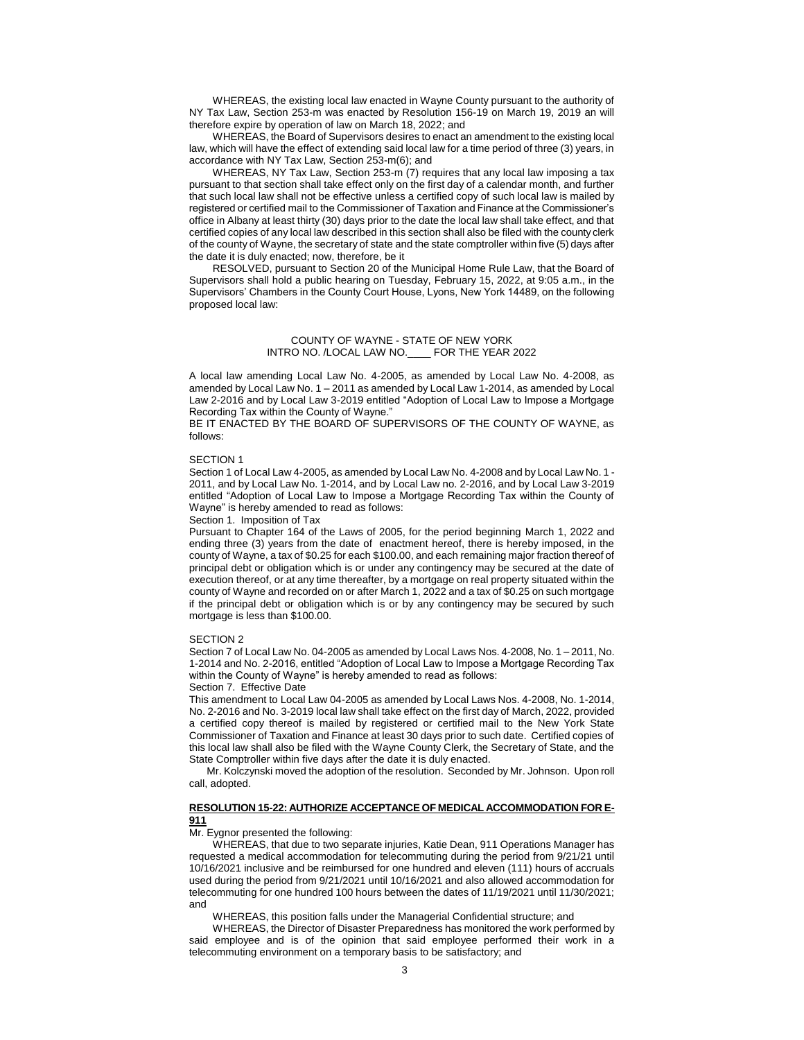WHEREAS, the existing local law enacted in Wayne County pursuant to the authority of NY Tax Law, Section 253-m was enacted by Resolution 156-19 on March 19, 2019 an will therefore expire by operation of law on March 18, 2022; and

WHEREAS, the Board of Supervisors desires to enact an amendment to the existing local law, which will have the effect of extending said local law for a time period of three (3) years, in accordance with NY Tax Law, Section 253-m(6); and

WHEREAS, NY Tax Law, Section 253-m (7) requires that any local law imposing a tax pursuant to that section shall take effect only on the first day of a calendar month, and further that such local law shall not be effective unless a certified copy of such local law is mailed by registered or certified mail to the Commissioner of Taxation and Finance at the Commissioner's office in Albany at least thirty (30) days prior to the date the local law shall take effect, and that certified copies of any local law described in this section shall also be filed with the county clerk of the county of Wayne, the secretary of state and the state comptroller within five (5) days after the date it is duly enacted; now, therefore, be it

RESOLVED, pursuant to Section 20 of the Municipal Home Rule Law, that the Board of Supervisors shall hold a public hearing on Tuesday, February 15, 2022, at 9:05 a.m., in the Supervisors' Chambers in the County Court House, Lyons, New York 14489, on the following proposed local law:

COUNTY OF WAYNE - STATE OF NEW YORK
INTRO NO. /LOCAL LAW NO.____ FOR THE YEAR 2022

A local law amending Local Law No. 4-2005, as amended by Local Law No. 4-2008, as amended by Local Law No. 1 – 2011 as amended by Local Law 1-2014, as amended by Local Law 2-2016 and by Local Law 3-2019 entitled "Adoption of Local Law to Impose a Mortgage Recording Tax within the County of Wayne."

BE IT ENACTED BY THE BOARD OF SUPERVISORS OF THE COUNTY OF WAYNE, as follows:

SECTION 1

Section 1 of Local Law 4-2005, as amended by Local Law No. 4-2008 and by Local Law No. 1 - 2011, and by Local Law No. 1-2014, and by Local Law no. 2-2016, and by Local Law 3-2019 entitled "Adoption of Local Law to Impose a Mortgage Recording Tax within the County of Wayne" is hereby amended to read as follows:

Section 1. Imposition of Tax

Pursuant to Chapter 164 of the Laws of 2005, for the period beginning March 1, 2022 and ending three (3) years from the date of enactment hereof, there is hereby imposed, in the county of Wayne, a tax of $0.25 for each $100.00, and each remaining major fraction thereof of principal debt or obligation which is or under any contingency may be secured at the date of execution thereof, or at any time thereafter, by a mortgage on real property situated within the county of Wayne and recorded on or after March 1, 2022 and a tax of $0.25 on such mortgage if the principal debt or obligation which is or by any contingency may be secured by such mortgage is less than $100.00.

SECTION 2

Section 7 of Local Law No. 04-2005 as amended by Local Laws Nos. 4-2008, No. 1 – 2011, No. 1-2014 and No. 2-2016, entitled "Adoption of Local Law to Impose a Mortgage Recording Tax within the County of Wayne" is hereby amended to read as follows:

Section 7. Effective Date

This amendment to Local Law 04-2005 as amended by Local Laws Nos. 4-2008, No. 1-2014, No. 2-2016 and No. 3-2019 local law shall take effect on the first day of March, 2022, provided a certified copy thereof is mailed by registered or certified mail to the New York State Commissioner of Taxation and Finance at least 30 days prior to such date. Certified copies of this local law shall also be filed with the Wayne County Clerk, the Secretary of State, and the State Comptroller within five days after the date it is duly enacted.

Mr. Kolczynski moved the adoption of the resolution. Seconded by Mr. Johnson. Upon roll call, adopted.

**RESOLUTION 15-22: AUTHORIZE ACCEPTANCE OF MEDICAL ACCOMMODATION FOR E-911**

Mr. Eygnor presented the following:

WHEREAS, that due to two separate injuries, Katie Dean, 911 Operations Manager has requested a medical accommodation for telecommuting during the period from 9/21/21 until 10/16/2021 inclusive and be reimbursed for one hundred and eleven (111) hours of accruals used during the period from 9/21/2021 until 10/16/2021 and also allowed accommodation for telecommuting for one hundred 100 hours between the dates of 11/19/2021 until 11/30/2021; and

WHEREAS, this position falls under the Managerial Confidential structure; and

WHEREAS, the Director of Disaster Preparedness has monitored the work performed by said employee and is of the opinion that said employee performed their work in a telecommuting environment on a temporary basis to be satisfactory; and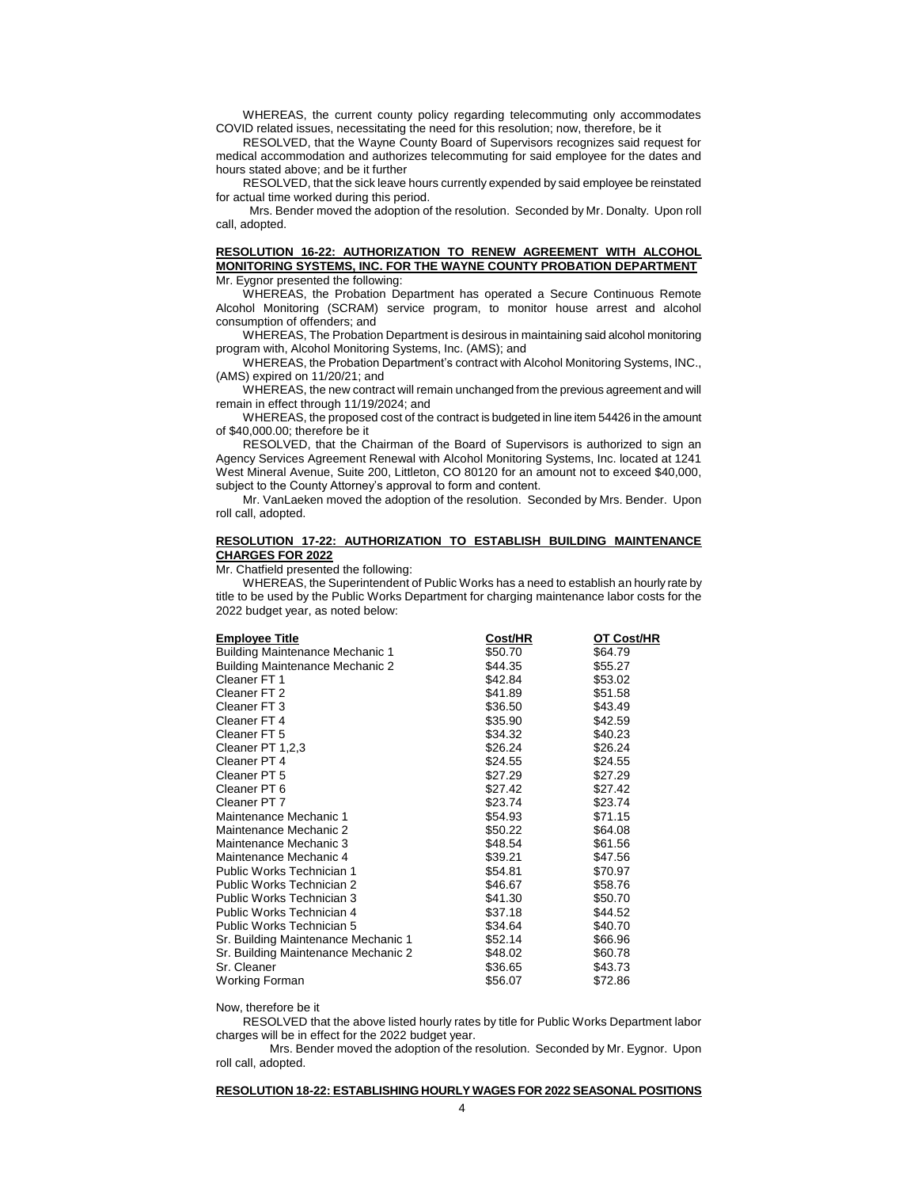WHEREAS, the current county policy regarding telecommuting only accommodates COVID related issues, necessitating the need for this resolution; now, therefore, be it

RESOLVED, that the Wayne County Board of Supervisors recognizes said request for medical accommodation and authorizes telecommuting for said employee for the dates and hours stated above; and be it further

RESOLVED, that the sick leave hours currently expended by said employee be reinstated for actual time worked during this period.

Mrs. Bender moved the adoption of the resolution. Seconded by Mr. Donalty. Upon roll call, adopted.

**RESOLUTION 16-22: AUTHORIZATION TO RENEW AGREEMENT WITH ALCOHOL MONITORING SYSTEMS, INC. FOR THE WAYNE COUNTY PROBATION DEPARTMENT**

Mr. Eygnor presented the following:

WHEREAS, the Probation Department has operated a Secure Continuous Remote Alcohol Monitoring (SCRAM) service program, to monitor house arrest and alcohol consumption of offenders; and

WHEREAS, The Probation Department is desirous in maintaining said alcohol monitoring program with, Alcohol Monitoring Systems, Inc. (AMS); and

WHEREAS, the Probation Department's contract with Alcohol Monitoring Systems, INC., (AMS) expired on 11/20/21; and

WHEREAS, the new contract will remain unchanged from the previous agreement and will remain in effect through 11/19/2024; and

WHEREAS, the proposed cost of the contract is budgeted in line item 54426 in the amount of $40,000.00; therefore be it

RESOLVED, that the Chairman of the Board of Supervisors is authorized to sign an Agency Services Agreement Renewal with Alcohol Monitoring Systems, Inc. located at 1241 West Mineral Avenue, Suite 200, Littleton, CO 80120 for an amount not to exceed $40,000, subject to the County Attorney's approval to form and content.

Mr. VanLaeken moved the adoption of the resolution. Seconded by Mrs. Bender. Upon roll call, adopted.

**RESOLUTION 17-22: AUTHORIZATION TO ESTABLISH BUILDING MAINTENANCE CHARGES FOR 2022**

Mr. Chatfield presented the following:

WHEREAS, the Superintendent of Public Works has a need to establish an hourly rate by title to be used by the Public Works Department for charging maintenance labor costs for the 2022 budget year, as noted below:

| Employee Title | Cost/HR | OT Cost/HR |
|---|---|---|
| Building Maintenance Mechanic 1 | $50.70 | $64.79 |
| Building Maintenance Mechanic 2 | $44.35 | $55.27 |
| Cleaner FT 1 | $42.84 | $53.02 |
| Cleaner FT 2 | $41.89 | $51.58 |
| Cleaner FT 3 | $36.50 | $43.49 |
| Cleaner FT 4 | $35.90 | $42.59 |
| Cleaner FT 5 | $34.32 | $40.23 |
| Cleaner PT 1,2,3 | $26.24 | $26.24 |
| Cleaner PT 4 | $24.55 | $24.55 |
| Cleaner PT 5 | $27.29 | $27.29 |
| Cleaner PT 6 | $27.42 | $27.42 |
| Cleaner PT 7 | $23.74 | $23.74 |
| Maintenance Mechanic 1 | $54.93 | $71.15 |
| Maintenance Mechanic 2 | $50.22 | $64.08 |
| Maintenance Mechanic 3 | $48.54 | $61.56 |
| Maintenance Mechanic 4 | $39.21 | $47.56 |
| Public Works Technician 1 | $54.81 | $70.97 |
| Public Works Technician 2 | $46.67 | $58.76 |
| Public Works Technician 3 | $41.30 | $50.70 |
| Public Works Technician 4 | $37.18 | $44.52 |
| Public Works Technician 5 | $34.64 | $40.70 |
| Sr. Building Maintenance Mechanic 1 | $52.14 | $66.96 |
| Sr. Building Maintenance Mechanic 2 | $48.02 | $60.78 |
| Sr. Cleaner | $36.65 | $43.73 |
| Working Forman | $56.07 | $72.86 |

Now, therefore be it

RESOLVED that the above listed hourly rates by title for Public Works Department labor charges will be in effect for the 2022 budget year.

Mrs. Bender moved the adoption of the resolution. Seconded by Mr. Eygnor. Upon roll call, adopted.

**RESOLUTION 18-22: ESTABLISHING HOURLY WAGES FOR 2022 SEASONAL POSITIONS**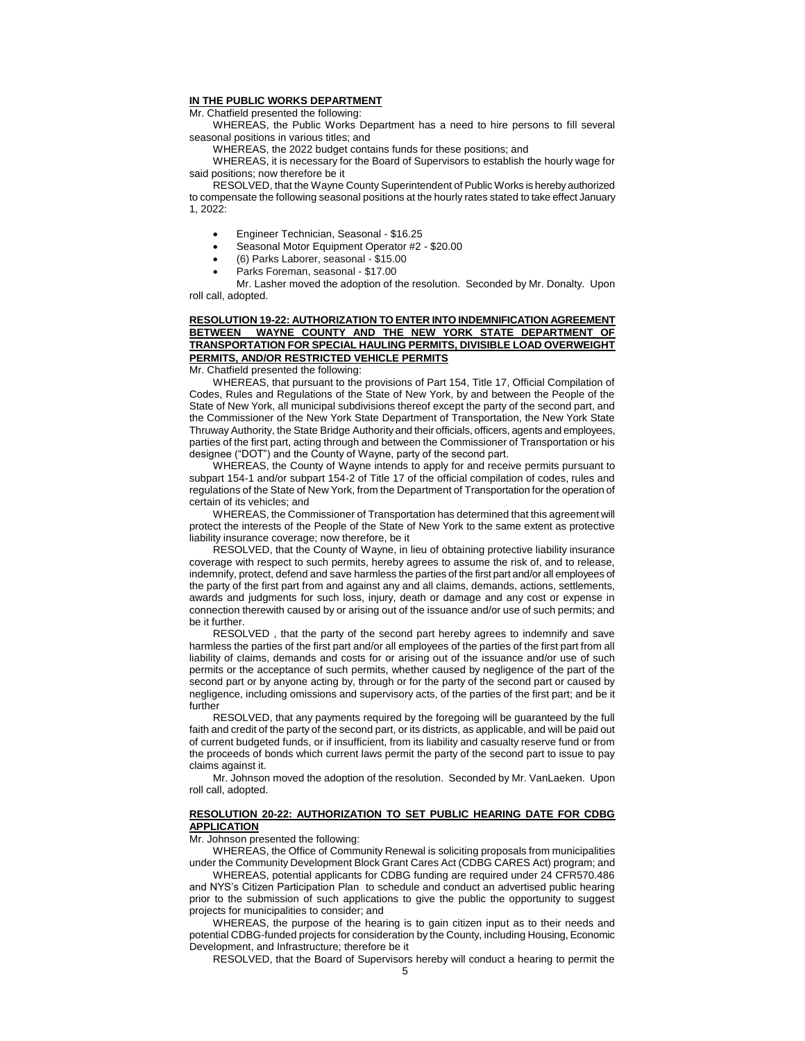**IN THE PUBLIC WORKS DEPARTMENT**

Mr. Chatfield presented the following:

WHEREAS, the Public Works Department has a need to hire persons to fill several seasonal positions in various titles; and

WHEREAS, the 2022 budget contains funds for these positions; and

WHEREAS, it is necessary for the Board of Supervisors to establish the hourly wage for said positions; now therefore be it

RESOLVED, that the Wayne County Superintendent of Public Works is hereby authorized to compensate the following seasonal positions at the hourly rates stated to take effect January 1, 2022:

- Engineer Technician, Seasonal - $16.25
- Seasonal Motor Equipment Operator #2 - $20.00
- (6) Parks Laborer, seasonal - $15.00
- Parks Foreman, seasonal - $17.00

Mr. Lasher moved the adoption of the resolution. Seconded by Mr. Donalty. Upon roll call, adopted.

**RESOLUTION 19-22: AUTHORIZATION TO ENTER INTO INDEMNIFICATION AGREEMENT BETWEEN WAYNE COUNTY AND THE NEW YORK STATE DEPARTMENT OF TRANSPORTATION FOR SPECIAL HAULING PERMITS, DIVISIBLE LOAD OVERWEIGHT PERMITS, AND/OR RESTRICTED VEHICLE PERMITS**

Mr. Chatfield presented the following:

WHEREAS, that pursuant to the provisions of Part 154, Title 17, Official Compilation of Codes, Rules and Regulations of the State of New York, by and between the People of the State of New York, all municipal subdivisions thereof except the party of the second part, and the Commissioner of the New York State Department of Transportation, the New York State Thruway Authority, the State Bridge Authority and their officials, officers, agents and employees, parties of the first part, acting through and between the Commissioner of Transportation or his designee ("DOT") and the County of Wayne, party of the second part.

WHEREAS, the County of Wayne intends to apply for and receive permits pursuant to subpart 154-1 and/or subpart 154-2 of Title 17 of the official compilation of codes, rules and regulations of the State of New York, from the Department of Transportation for the operation of certain of its vehicles; and

WHEREAS, the Commissioner of Transportation has determined that this agreement will protect the interests of the People of the State of New York to the same extent as protective liability insurance coverage; now therefore, be it

RESOLVED, that the County of Wayne, in lieu of obtaining protective liability insurance coverage with respect to such permits, hereby agrees to assume the risk of, and to release, indemnify, protect, defend and save harmless the parties of the first part and/or all employees of the party of the first part from and against any and all claims, demands, actions, settlements, awards and judgments for such loss, injury, death or damage and any cost or expense in connection therewith caused by or arising out of the issuance and/or use of such permits; and be it further.

RESOLVED , that the party of the second part hereby agrees to indemnify and save harmless the parties of the first part and/or all employees of the parties of the first part from all liability of claims, demands and costs for or arising out of the issuance and/or use of such permits or the acceptance of such permits, whether caused by negligence of the part of the second part or by anyone acting by, through or for the party of the second part or caused by negligence, including omissions and supervisory acts, of the parties of the first part; and be it further

RESOLVED, that any payments required by the foregoing will be guaranteed by the full faith and credit of the party of the second part, or its districts, as applicable, and will be paid out of current budgeted funds, or if insufficient, from its liability and casualty reserve fund or from the proceeds of bonds which current laws permit the party of the second part to issue to pay claims against it.

Mr. Johnson moved the adoption of the resolution. Seconded by Mr. VanLaeken. Upon roll call, adopted.

**RESOLUTION 20-22: AUTHORIZATION TO SET PUBLIC HEARING DATE FOR CDBG APPLICATION**

Mr. Johnson presented the following:

WHEREAS, the Office of Community Renewal is soliciting proposals from municipalities under the Community Development Block Grant Cares Act (CDBG CARES Act) program; and

WHEREAS, potential applicants for CDBG funding are required under 24 CFR570.486 and NYS's Citizen Participation Plan to schedule and conduct an advertised public hearing prior to the submission of such applications to give the public the opportunity to suggest projects for municipalities to consider; and

WHEREAS, the purpose of the hearing is to gain citizen input as to their needs and potential CDBG-funded projects for consideration by the County, including Housing, Economic Development, and Infrastructure; therefore be it

RESOLVED, that the Board of Supervisors hereby will conduct a hearing to permit the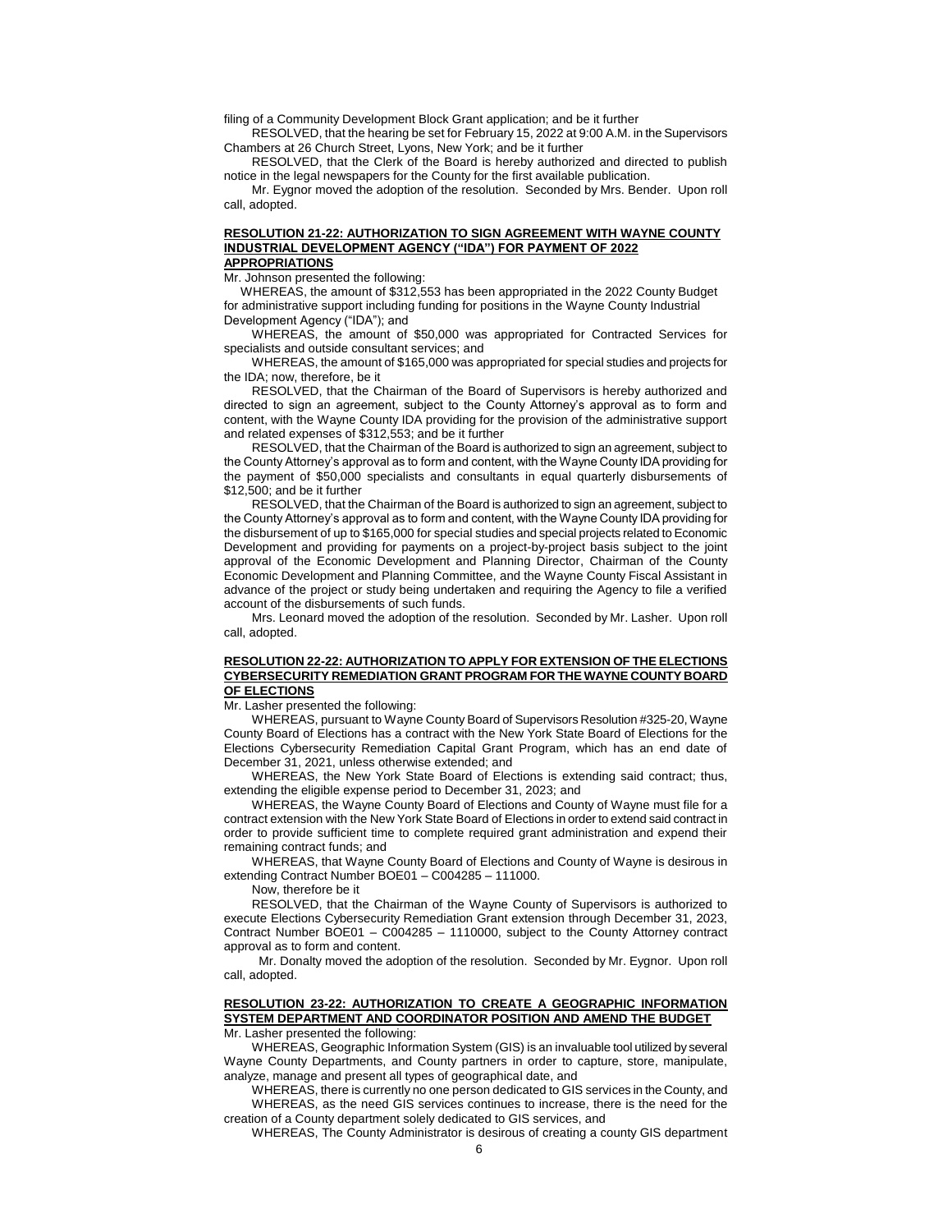filing of a Community Development Block Grant application; and be it further

RESOLVED, that the hearing be set for February 15, 2022 at 9:00 A.M. in the Supervisors Chambers at 26 Church Street, Lyons, New York; and be it further

RESOLVED, that the Clerk of the Board is hereby authorized and directed to publish notice in the legal newspapers for the County for the first available publication.

Mr. Eygnor moved the adoption of the resolution. Seconded by Mrs. Bender. Upon roll call, adopted.

**RESOLUTION 21-22: AUTHORIZATION TO SIGN AGREEMENT WITH WAYNE COUNTY INDUSTRIAL DEVELOPMENT AGENCY ("IDA") FOR PAYMENT OF 2022 APPROPRIATIONS**

Mr. Johnson presented the following:

WHEREAS, the amount of $312,553 has been appropriated in the 2022 County Budget for administrative support including funding for positions in the Wayne County Industrial Development Agency ("IDA"); and

WHEREAS, the amount of $50,000 was appropriated for Contracted Services for specialists and outside consultant services; and

WHEREAS, the amount of $165,000 was appropriated for special studies and projects for the IDA; now, therefore, be it

RESOLVED, that the Chairman of the Board of Supervisors is hereby authorized and directed to sign an agreement, subject to the County Attorney's approval as to form and content, with the Wayne County IDA providing for the provision of the administrative support and related expenses of $312,553; and be it further

RESOLVED, that the Chairman of the Board is authorized to sign an agreement, subject to the County Attorney's approval as to form and content, with the Wayne County IDA providing for the payment of $50,000 specialists and consultants in equal quarterly disbursements of $12,500; and be it further

RESOLVED, that the Chairman of the Board is authorized to sign an agreement, subject to the County Attorney's approval as to form and content, with the Wayne County IDA providing for the disbursement of up to $165,000 for special studies and special projects related to Economic Development and providing for payments on a project-by-project basis subject to the joint approval of the Economic Development and Planning Director, Chairman of the County Economic Development and Planning Committee, and the Wayne County Fiscal Assistant in advance of the project or study being undertaken and requiring the Agency to file a verified account of the disbursements of such funds.

Mrs. Leonard moved the adoption of the resolution. Seconded by Mr. Lasher. Upon roll call, adopted.

**RESOLUTION 22-22: AUTHORIZATION TO APPLY FOR EXTENSION OF THE ELECTIONS CYBERSECURITY REMEDIATION GRANT PROGRAM FOR THE WAYNE COUNTY BOARD OF ELECTIONS**

Mr. Lasher presented the following:

WHEREAS, pursuant to Wayne County Board of Supervisors Resolution #325-20, Wayne County Board of Elections has a contract with the New York State Board of Elections for the Elections Cybersecurity Remediation Capital Grant Program, which has an end date of December 31, 2021, unless otherwise extended; and

WHEREAS, the New York State Board of Elections is extending said contract; thus, extending the eligible expense period to December 31, 2023; and

WHEREAS, the Wayne County Board of Elections and County of Wayne must file for a contract extension with the New York State Board of Elections in order to extend said contract in order to provide sufficient time to complete required grant administration and expend their remaining contract funds; and

WHEREAS, that Wayne County Board of Elections and County of Wayne is desirous in extending Contract Number BOE01 – C004285 – 111000.

Now, therefore be it

RESOLVED, that the Chairman of the Wayne County of Supervisors is authorized to execute Elections Cybersecurity Remediation Grant extension through December 31, 2023, Contract Number BOE01 – C004285 – 1110000, subject to the County Attorney contract approval as to form and content.

Mr. Donalty moved the adoption of the resolution. Seconded by Mr. Eygnor. Upon roll call, adopted.

**RESOLUTION 23-22: AUTHORIZATION TO CREATE A GEOGRAPHIC INFORMATION SYSTEM DEPARTMENT AND COORDINATOR POSITION AND AMEND THE BUDGET**

Mr. Lasher presented the following:

WHEREAS, Geographic Information System (GIS) is an invaluable tool utilized by several Wayne County Departments, and County partners in order to capture, store, manipulate, analyze, manage and present all types of geographical date, and

WHEREAS, there is currently no one person dedicated to GIS services in the County, and

WHEREAS, as the need GIS services continues to increase, there is the need for the creation of a County department solely dedicated to GIS services, and

WHEREAS, The County Administrator is desirous of creating a county GIS department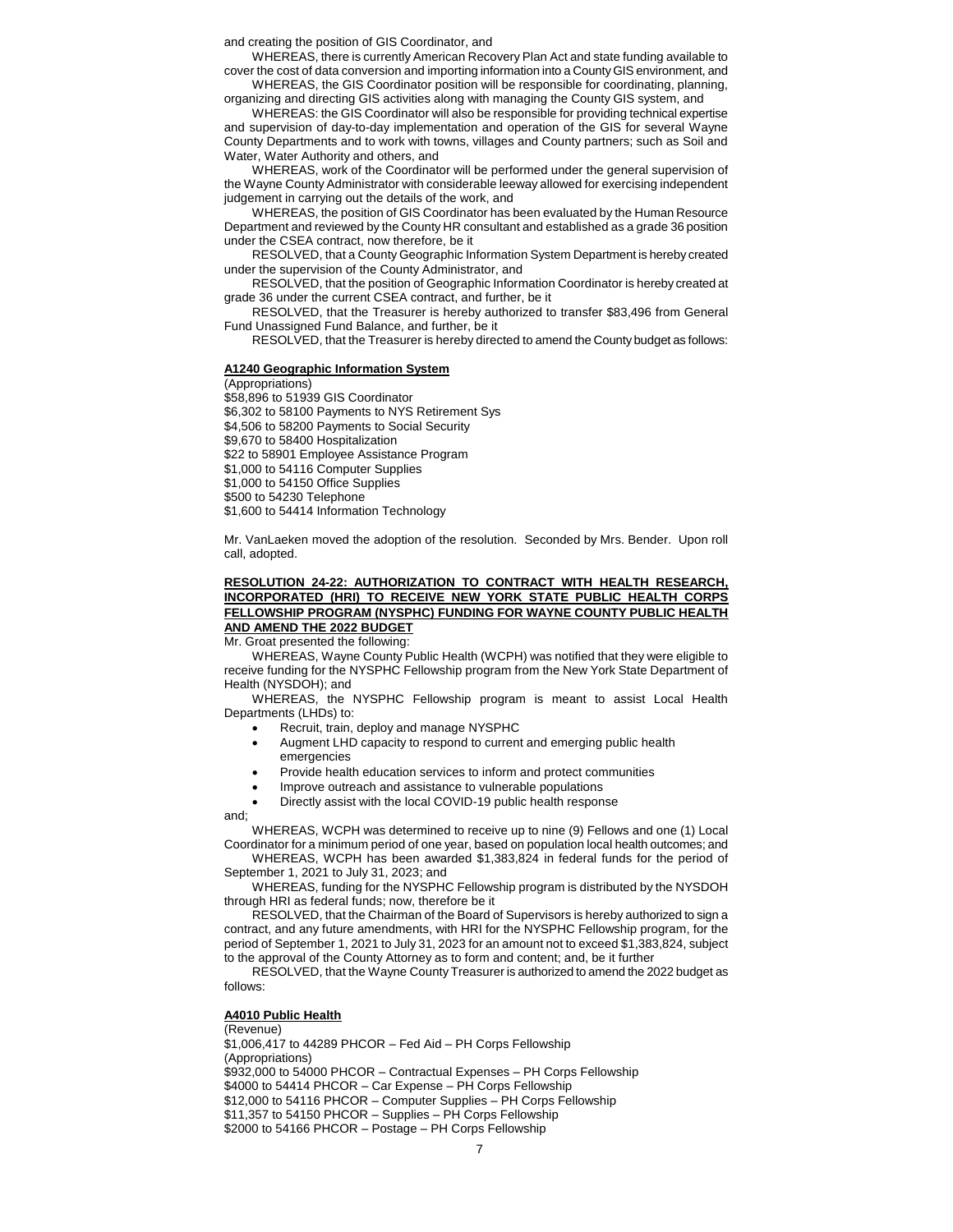and creating the position of GIS Coordinator, and

WHEREAS, there is currently American Recovery Plan Act and state funding available to cover the cost of data conversion and importing information into a County GIS environment, and

WHEREAS, the GIS Coordinator position will be responsible for coordinating, planning, organizing and directing GIS activities along with managing the County GIS system, and

WHEREAS: the GIS Coordinator will also be responsible for providing technical expertise and supervision of day-to-day implementation and operation of the GIS for several Wayne County Departments and to work with towns, villages and County partners; such as Soil and Water, Water Authority and others, and

WHEREAS, work of the Coordinator will be performed under the general supervision of the Wayne County Administrator with considerable leeway allowed for exercising independent judgement in carrying out the details of the work, and

WHEREAS, the position of GIS Coordinator has been evaluated by the Human Resource Department and reviewed by the County HR consultant and established as a grade 36 position under the CSEA contract, now therefore, be it

RESOLVED, that a County Geographic Information System Department is hereby created under the supervision of the County Administrator, and

RESOLVED, that the position of Geographic Information Coordinator is hereby created at grade 36 under the current CSEA contract, and further, be it

RESOLVED, that the Treasurer is hereby authorized to transfer $83,496 from General Fund Unassigned Fund Balance, and further, be it

RESOLVED, that the Treasurer is hereby directed to amend the County budget as follows:

**A1240 Geographic Information System**

(Appropriations)
$58,896 to 51939 GIS Coordinator
$6,302 to 58100 Payments to NYS Retirement Sys
$4,506 to 58200 Payments to Social Security
$9,670 to 58400 Hospitalization
$22 to 58901 Employee Assistance Program
$1,000 to 54116 Computer Supplies
$1,000 to 54150 Office Supplies
$500 to 54230 Telephone
$1,600 to 54414 Information Technology

Mr. VanLaeken moved the adoption of the resolution. Seconded by Mrs. Bender. Upon roll call, adopted.

**RESOLUTION 24-22: AUTHORIZATION TO CONTRACT WITH HEALTH RESEARCH, INCORPORATED (HRI) TO RECEIVE NEW YORK STATE PUBLIC HEALTH CORPS FELLOWSHIP PROGRAM (NYSPHC) FUNDING FOR WAYNE COUNTY PUBLIC HEALTH AND AMEND THE 2022 BUDGET**

Mr. Groat presented the following:

WHEREAS, Wayne County Public Health (WCPH) was notified that they were eligible to receive funding for the NYSPHC Fellowship program from the New York State Department of Health (NYSDOH); and

WHEREAS, the NYSPHC Fellowship program is meant to assist Local Health Departments (LHDs) to:

- Recruit, train, deploy and manage NYSPHC
- Augment LHD capacity to respond to current and emerging public health emergencies
- Provide health education services to inform and protect communities
- Improve outreach and assistance to vulnerable populations
- Directly assist with the local COVID-19 public health response

and;

WHEREAS, WCPH was determined to receive up to nine (9) Fellows and one (1) Local Coordinator for a minimum period of one year, based on population local health outcomes; and

WHEREAS, WCPH has been awarded $1,383,824 in federal funds for the period of September 1, 2021 to July 31, 2023; and

WHEREAS, funding for the NYSPHC Fellowship program is distributed by the NYSDOH through HRI as federal funds; now, therefore be it

RESOLVED, that the Chairman of the Board of Supervisors is hereby authorized to sign a contract, and any future amendments, with HRI for the NYSPHC Fellowship program, for the period of September 1, 2021 to July 31, 2023 for an amount not to exceed $1,383,824, subject to the approval of the County Attorney as to form and content; and, be it further

RESOLVED, that the Wayne County Treasurer is authorized to amend the 2022 budget as follows:

**A4010 Public Health**

(Revenue)
$1,006,417 to 44289 PHCOR – Fed Aid – PH Corps Fellowship
(Appropriations)
$932,000 to 54000 PHCOR – Contractual Expenses – PH Corps Fellowship
$4000 to 54414 PHCOR – Car Expense – PH Corps Fellowship
$12,000 to 54116 PHCOR – Computer Supplies – PH Corps Fellowship
$11,357 to 54150 PHCOR – Supplies – PH Corps Fellowship
$2000 to 54166 PHCOR – Postage – PH Corps Fellowship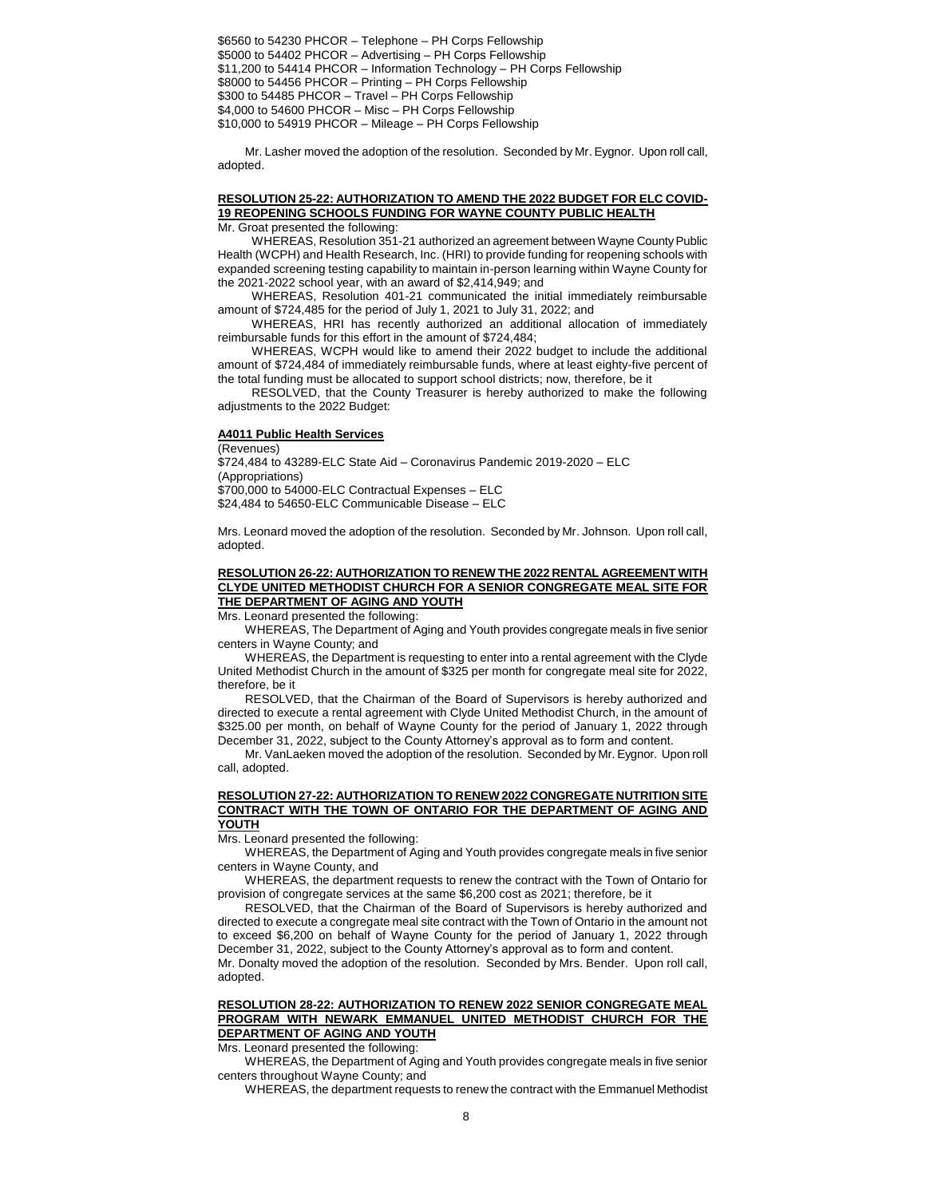$6560 to 54230 PHCOR – Telephone – PH Corps Fellowship
$5000 to 54402 PHCOR – Advertising – PH Corps Fellowship
$11,200 to 54414 PHCOR – Information Technology – PH Corps Fellowship
$8000 to 54456 PHCOR – Printing – PH Corps Fellowship
$300 to 54485 PHCOR – Travel – PH Corps Fellowship
$4,000 to 54600 PHCOR – Misc – PH Corps Fellowship
$10,000 to 54919 PHCOR – Mileage – PH Corps Fellowship

Mr. Lasher moved the adoption of the resolution. Seconded by Mr. Eygnor. Upon roll call, adopted.

**RESOLUTION 25-22: AUTHORIZATION TO AMEND THE 2022 BUDGET FOR ELC COVID-19 REOPENING SCHOOLS FUNDING FOR WAYNE COUNTY PUBLIC HEALTH**

Mr. Groat presented the following:

WHEREAS, Resolution 351-21 authorized an agreement between Wayne County Public Health (WCPH) and Health Research, Inc. (HRI) to provide funding for reopening schools with expanded screening testing capability to maintain in-person learning within Wayne County for the 2021-2022 school year, with an award of $2,414,949; and

WHEREAS, Resolution 401-21 communicated the initial immediately reimbursable amount of $724,485 for the period of July 1, 2021 to July 31, 2022; and

WHEREAS, HRI has recently authorized an additional allocation of immediately reimbursable funds for this effort in the amount of $724,484;

WHEREAS, WCPH would like to amend their 2022 budget to include the additional amount of $724,484 of immediately reimbursable funds, where at least eighty-five percent of the total funding must be allocated to support school districts; now, therefore, be it

RESOLVED, that the County Treasurer is hereby authorized to make the following adjustments to the 2022 Budget:

**A4011 Public Health Services**

(Revenues)
$724,484 to 43289-ELC State Aid – Coronavirus Pandemic 2019-2020 – ELC
(Appropriations)
$700,000 to 54000-ELC Contractual Expenses – ELC
$24,484 to 54650-ELC Communicable Disease – ELC

Mrs. Leonard moved the adoption of the resolution. Seconded by Mr. Johnson. Upon roll call, adopted.

**RESOLUTION 26-22: AUTHORIZATION TO RENEW THE 2022 RENTAL AGREEMENT WITH CLYDE UNITED METHODIST CHURCH FOR A SENIOR CONGREGATE MEAL SITE FOR THE DEPARTMENT OF AGING AND YOUTH**

Mrs. Leonard presented the following:

WHEREAS, The Department of Aging and Youth provides congregate meals in five senior centers in Wayne County; and

WHEREAS, the Department is requesting to enter into a rental agreement with the Clyde United Methodist Church in the amount of $325 per month for congregate meal site for 2022, therefore, be it

RESOLVED, that the Chairman of the Board of Supervisors is hereby authorized and directed to execute a rental agreement with Clyde United Methodist Church, in the amount of $325.00 per month, on behalf of Wayne County for the period of January 1, 2022 through December 31, 2022, subject to the County Attorney's approval as to form and content.

Mr. VanLaeken moved the adoption of the resolution. Seconded by Mr. Eygnor. Upon roll call, adopted.

**RESOLUTION 27-22: AUTHORIZATION TO RENEW 2022 CONGREGATE NUTRITION SITE CONTRACT WITH THE TOWN OF ONTARIO FOR THE DEPARTMENT OF AGING AND YOUTH**

Mrs. Leonard presented the following:

WHEREAS, the Department of Aging and Youth provides congregate meals in five senior centers in Wayne County, and

WHEREAS, the department requests to renew the contract with the Town of Ontario for provision of congregate services at the same $6,200 cost as 2021; therefore, be it

RESOLVED, that the Chairman of the Board of Supervisors is hereby authorized and directed to execute a congregate meal site contract with the Town of Ontario in the amount not to exceed $6,200 on behalf of Wayne County for the period of January 1, 2022 through December 31, 2022, subject to the County Attorney's approval as to form and content.

Mr. Donalty moved the adoption of the resolution. Seconded by Mrs. Bender. Upon roll call, adopted.

**RESOLUTION 28-22: AUTHORIZATION TO RENEW 2022 SENIOR CONGREGATE MEAL PROGRAM WITH NEWARK EMMANUEL UNITED METHODIST CHURCH FOR THE DEPARTMENT OF AGING AND YOUTH**

Mrs. Leonard presented the following:

WHEREAS, the Department of Aging and Youth provides congregate meals in five senior centers throughout Wayne County; and

WHEREAS, the department requests to renew the contract with the Emmanuel Methodist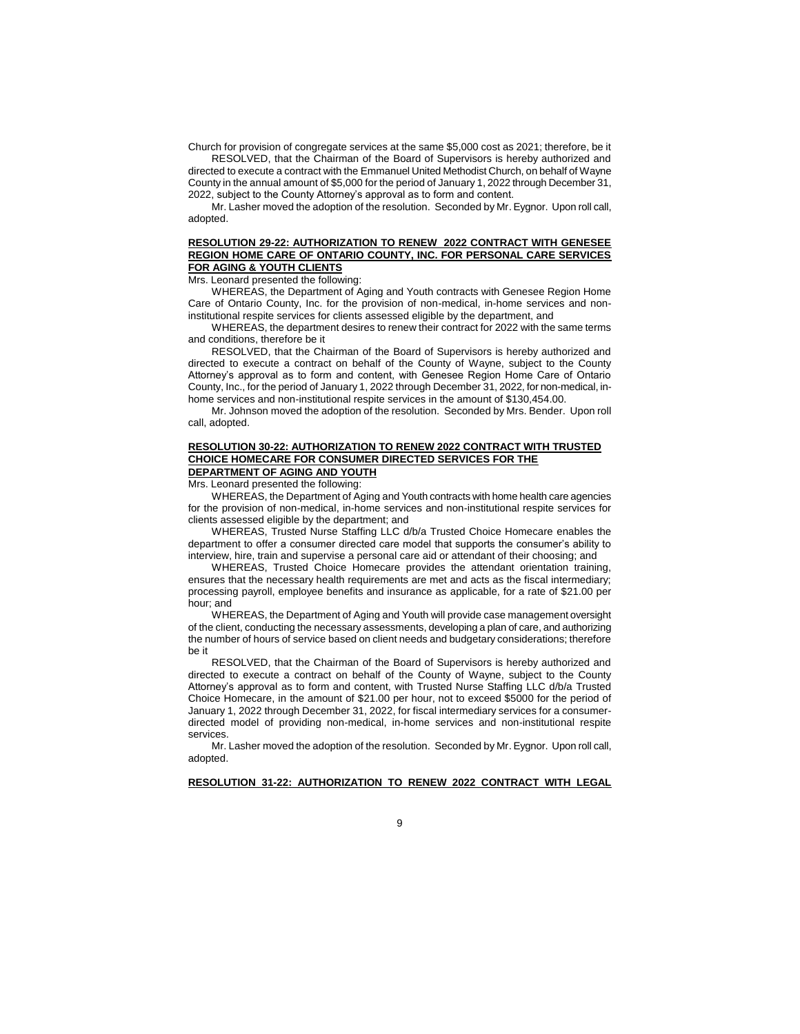Church for provision of congregate services at the same $5,000 cost as 2021; therefore, be it

RESOLVED, that the Chairman of the Board of Supervisors is hereby authorized and directed to execute a contract with the Emmanuel United Methodist Church, on behalf of Wayne County in the annual amount of $5,000 for the period of January 1, 2022 through December 31, 2022, subject to the County Attorney's approval as to form and content.

Mr. Lasher moved the adoption of the resolution. Seconded by Mr. Eygnor. Upon roll call, adopted.

**RESOLUTION 29-22: AUTHORIZATION TO RENEW 2022 CONTRACT WITH GENESEE REGION HOME CARE OF ONTARIO COUNTY, INC. FOR PERSONAL CARE SERVICES FOR AGING & YOUTH CLIENTS**

Mrs. Leonard presented the following:

WHEREAS, the Department of Aging and Youth contracts with Genesee Region Home Care of Ontario County, Inc. for the provision of non-medical, in-home services and non-institutional respite services for clients assessed eligible by the department, and

WHEREAS, the department desires to renew their contract for 2022 with the same terms and conditions, therefore be it

RESOLVED, that the Chairman of the Board of Supervisors is hereby authorized and directed to execute a contract on behalf of the County of Wayne, subject to the County Attorney's approval as to form and content, with Genesee Region Home Care of Ontario County, Inc., for the period of January 1, 2022 through December 31, 2022, for non-medical, in-home services and non-institutional respite services in the amount of $130,454.00.

Mr. Johnson moved the adoption of the resolution. Seconded by Mrs. Bender. Upon roll call, adopted.

**RESOLUTION 30-22: AUTHORIZATION TO RENEW 2022 CONTRACT WITH TRUSTED CHOICE HOMECARE FOR CONSUMER DIRECTED SERVICES FOR THE DEPARTMENT OF AGING AND YOUTH**

Mrs. Leonard presented the following:

WHEREAS, the Department of Aging and Youth contracts with home health care agencies for the provision of non-medical, in-home services and non-institutional respite services for clients assessed eligible by the department; and

WHEREAS, Trusted Nurse Staffing LLC d/b/a Trusted Choice Homecare enables the department to offer a consumer directed care model that supports the consumer's ability to interview, hire, train and supervise a personal care aid or attendant of their choosing; and

WHEREAS, Trusted Choice Homecare provides the attendant orientation training, ensures that the necessary health requirements are met and acts as the fiscal intermediary; processing payroll, employee benefits and insurance as applicable, for a rate of $21.00 per hour; and

WHEREAS, the Department of Aging and Youth will provide case management oversight of the client, conducting the necessary assessments, developing a plan of care, and authorizing the number of hours of service based on client needs and budgetary considerations; therefore be it

RESOLVED, that the Chairman of the Board of Supervisors is hereby authorized and directed to execute a contract on behalf of the County of Wayne, subject to the County Attorney's approval as to form and content, with Trusted Nurse Staffing LLC d/b/a Trusted Choice Homecare, in the amount of $21.00 per hour, not to exceed $5000 for the period of January 1, 2022 through December 31, 2022, for fiscal intermediary services for a consumer-directed model of providing non-medical, in-home services and non-institutional respite services.

Mr. Lasher moved the adoption of the resolution. Seconded by Mr. Eygnor. Upon roll call, adopted.

**RESOLUTION 31-22: AUTHORIZATION TO RENEW 2022 CONTRACT WITH LEGAL**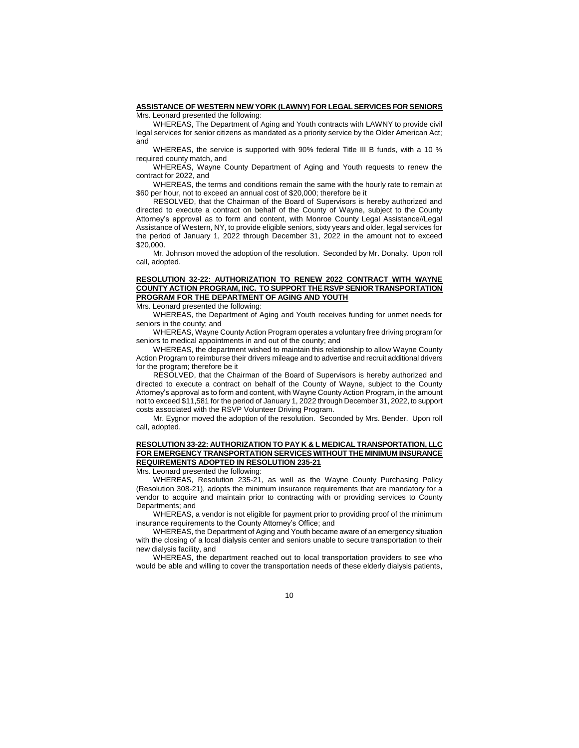**ASSISTANCE OF WESTERN NEW YORK (LAWNY) FOR LEGAL SERVICES FOR SENIORS**

Mrs. Leonard presented the following:

WHEREAS, The Department of Aging and Youth contracts with LAWNY to provide civil legal services for senior citizens as mandated as a priority service by the Older American Act; and

WHEREAS, the service is supported with 90% federal Title III B funds, with a 10 % required county match, and

WHEREAS, Wayne County Department of Aging and Youth requests to renew the contract for 2022, and

WHEREAS, the terms and conditions remain the same with the hourly rate to remain at $60 per hour, not to exceed an annual cost of $20,000; therefore be it

RESOLVED, that the Chairman of the Board of Supervisors is hereby authorized and directed to execute a contract on behalf of the County of Wayne, subject to the County Attorney's approval as to form and content, with Monroe County Legal Assistance//Legal Assistance of Western, NY, to provide eligible seniors, sixty years and older, legal services for the period of January 1, 2022 through December 31, 2022 in the amount not to exceed $20,000.

Mr. Johnson moved the adoption of the resolution. Seconded by Mr. Donalty. Upon roll call, adopted.

**RESOLUTION 32-22: AUTHORIZATION TO RENEW 2022 CONTRACT WITH WAYNE COUNTY ACTION PROGRAM, INC. TO SUPPORT THE RSVP SENIOR TRANSPORTATION PROGRAM FOR THE DEPARTMENT OF AGING AND YOUTH**

Mrs. Leonard presented the following:

WHEREAS, the Department of Aging and Youth receives funding for unmet needs for seniors in the county; and

WHEREAS, Wayne County Action Program operates a voluntary free driving program for seniors to medical appointments in and out of the county; and

WHEREAS, the department wished to maintain this relationship to allow Wayne County Action Program to reimburse their drivers mileage and to advertise and recruit additional drivers for the program; therefore be it

RESOLVED, that the Chairman of the Board of Supervisors is hereby authorized and directed to execute a contract on behalf of the County of Wayne, subject to the County Attorney's approval as to form and content, with Wayne County Action Program, in the amount not to exceed $11,581 for the period of January 1, 2022 through December 31, 2022, to support costs associated with the RSVP Volunteer Driving Program.

Mr. Eygnor moved the adoption of the resolution. Seconded by Mrs. Bender. Upon roll call, adopted.

**RESOLUTION 33-22: AUTHORIZATION TO PAY K & L MEDICAL TRANSPORTATION, LLC FOR EMERGENCY TRANSPORTATION SERVICES WITHOUT THE MINIMUM INSURANCE REQUIREMENTS ADOPTED IN RESOLUTION 235-21**

Mrs. Leonard presented the following:

WHEREAS, Resolution 235-21, as well as the Wayne County Purchasing Policy (Resolution 308-21), adopts the minimum insurance requirements that are mandatory for a vendor to acquire and maintain prior to contracting with or providing services to County Departments; and

WHEREAS, a vendor is not eligible for payment prior to providing proof of the minimum insurance requirements to the County Attorney's Office; and

WHEREAS, the Department of Aging and Youth became aware of an emergency situation with the closing of a local dialysis center and seniors unable to secure transportation to their new dialysis facility, and

WHEREAS, the department reached out to local transportation providers to see who would be able and willing to cover the transportation needs of these elderly dialysis patients,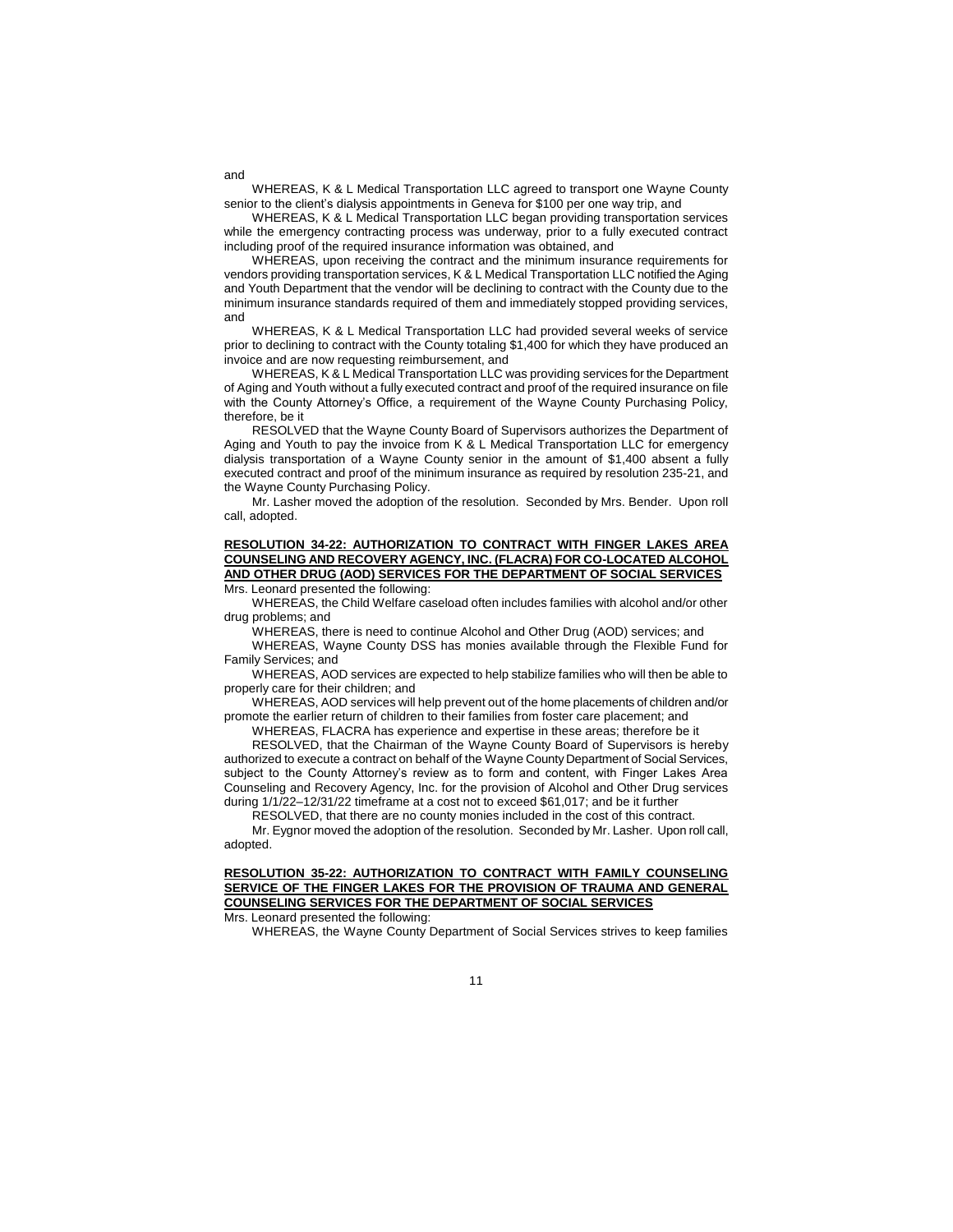and

WHEREAS, K & L Medical Transportation LLC agreed to transport one Wayne County senior to the client's dialysis appointments in Geneva for $100 per one way trip, and

WHEREAS, K & L Medical Transportation LLC began providing transportation services while the emergency contracting process was underway, prior to a fully executed contract including proof of the required insurance information was obtained, and

WHEREAS, upon receiving the contract and the minimum insurance requirements for vendors providing transportation services, K & L Medical Transportation LLC notified the Aging and Youth Department that the vendor will be declining to contract with the County due to the minimum insurance standards required of them and immediately stopped providing services, and

WHEREAS, K & L Medical Transportation LLC had provided several weeks of service prior to declining to contract with the County totaling $1,400 for which they have produced an invoice and are now requesting reimbursement, and

WHEREAS, K & L Medical Transportation LLC was providing services for the Department of Aging and Youth without a fully executed contract and proof of the required insurance on file with the County Attorney's Office, a requirement of the Wayne County Purchasing Policy, therefore, be it

RESOLVED that the Wayne County Board of Supervisors authorizes the Department of Aging and Youth to pay the invoice from K & L Medical Transportation LLC for emergency dialysis transportation of a Wayne County senior in the amount of $1,400 absent a fully executed contract and proof of the minimum insurance as required by resolution 235-21, and the Wayne County Purchasing Policy.

Mr. Lasher moved the adoption of the resolution. Seconded by Mrs. Bender. Upon roll call, adopted.

**RESOLUTION 34-22: AUTHORIZATION TO CONTRACT WITH FINGER LAKES AREA COUNSELING AND RECOVERY AGENCY, INC. (FLACRA) FOR CO-LOCATED ALCOHOL AND OTHER DRUG (AOD) SERVICES FOR THE DEPARTMENT OF SOCIAL SERVICES**

Mrs. Leonard presented the following:

WHEREAS, the Child Welfare caseload often includes families with alcohol and/or other drug problems; and

WHEREAS, there is need to continue Alcohol and Other Drug (AOD) services; and

WHEREAS, Wayne County DSS has monies available through the Flexible Fund for Family Services; and

WHEREAS, AOD services are expected to help stabilize families who will then be able to properly care for their children; and

WHEREAS, AOD services will help prevent out of the home placements of children and/or promote the earlier return of children to their families from foster care placement; and

WHEREAS, FLACRA has experience and expertise in these areas; therefore be it

RESOLVED, that the Chairman of the Wayne County Board of Supervisors is hereby authorized to execute a contract on behalf of the Wayne County Department of Social Services, subject to the County Attorney's review as to form and content, with Finger Lakes Area Counseling and Recovery Agency, Inc. for the provision of Alcohol and Other Drug services during 1/1/22–12/31/22 timeframe at a cost not to exceed $61,017; and be it further

RESOLVED, that there are no county monies included in the cost of this contract.

Mr. Eygnor moved the adoption of the resolution. Seconded by Mr. Lasher. Upon roll call, adopted.

**RESOLUTION 35-22: AUTHORIZATION TO CONTRACT WITH FAMILY COUNSELING SERVICE OF THE FINGER LAKES FOR THE PROVISION OF TRAUMA AND GENERAL COUNSELING SERVICES FOR THE DEPARTMENT OF SOCIAL SERVICES**

Mrs. Leonard presented the following:

WHEREAS, the Wayne County Department of Social Services strives to keep families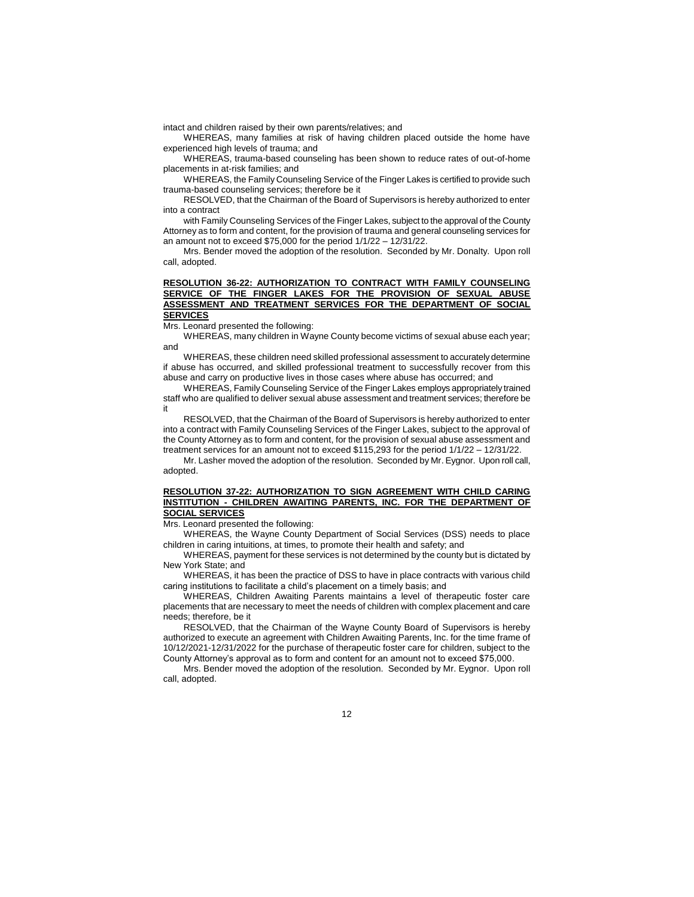intact and children raised by their own parents/relatives; and

WHEREAS, many families at risk of having children placed outside the home have experienced high levels of trauma; and

WHEREAS, trauma-based counseling has been shown to reduce rates of out-of-home placements in at-risk families; and

WHEREAS, the Family Counseling Service of the Finger Lakes is certified to provide such trauma-based counseling services; therefore be it

RESOLVED, that the Chairman of the Board of Supervisors is hereby authorized to enter into a contract

with Family Counseling Services of the Finger Lakes, subject to the approval of the County Attorney as to form and content, for the provision of trauma and general counseling services for an amount not to exceed $75,000 for the period 1/1/22 – 12/31/22.

Mrs. Bender moved the adoption of the resolution. Seconded by Mr. Donalty. Upon roll call, adopted.

**RESOLUTION 36-22: AUTHORIZATION TO CONTRACT WITH FAMILY COUNSELING SERVICE OF THE FINGER LAKES FOR THE PROVISION OF SEXUAL ABUSE ASSESSMENT AND TREATMENT SERVICES FOR THE DEPARTMENT OF SOCIAL SERVICES**

Mrs. Leonard presented the following:

WHEREAS, many children in Wayne County become victims of sexual abuse each year; and

WHEREAS, these children need skilled professional assessment to accurately determine if abuse has occurred, and skilled professional treatment to successfully recover from this abuse and carry on productive lives in those cases where abuse has occurred; and

WHEREAS, Family Counseling Service of the Finger Lakes employs appropriately trained staff who are qualified to deliver sexual abuse assessment and treatment services; therefore be it

RESOLVED, that the Chairman of the Board of Supervisors is hereby authorized to enter into a contract with Family Counseling Services of the Finger Lakes, subject to the approval of the County Attorney as to form and content, for the provision of sexual abuse assessment and treatment services for an amount not to exceed $115,293 for the period 1/1/22 – 12/31/22.

Mr. Lasher moved the adoption of the resolution. Seconded by Mr. Eygnor. Upon roll call, adopted.

**RESOLUTION 37-22: AUTHORIZATION TO SIGN AGREEMENT WITH CHILD CARING INSTITUTION - CHILDREN AWAITING PARENTS, INC. FOR THE DEPARTMENT OF SOCIAL SERVICES**

Mrs. Leonard presented the following:

WHEREAS, the Wayne County Department of Social Services (DSS) needs to place children in caring intuitions, at times, to promote their health and safety; and

WHEREAS, payment for these services is not determined by the county but is dictated by New York State; and

WHEREAS, it has been the practice of DSS to have in place contracts with various child caring institutions to facilitate a child's placement on a timely basis; and

WHEREAS, Children Awaiting Parents maintains a level of therapeutic foster care placements that are necessary to meet the needs of children with complex placement and care needs; therefore, be it

RESOLVED, that the Chairman of the Wayne County Board of Supervisors is hereby authorized to execute an agreement with Children Awaiting Parents, Inc. for the time frame of 10/12/2021-12/31/2022 for the purchase of therapeutic foster care for children, subject to the County Attorney's approval as to form and content for an amount not to exceed $75,000.

Mrs. Bender moved the adoption of the resolution. Seconded by Mr. Eygnor. Upon roll call, adopted.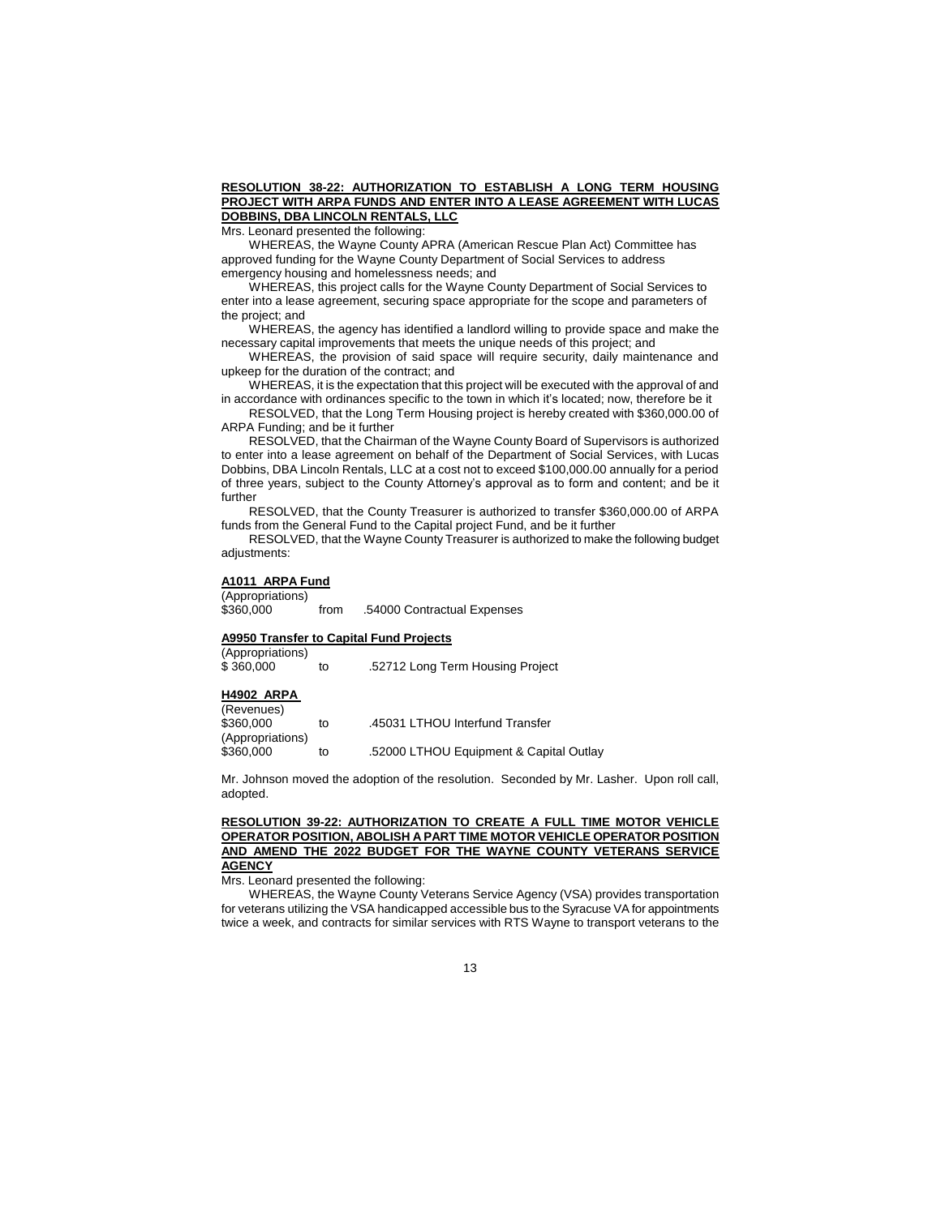**RESOLUTION 38-22: AUTHORIZATION TO ESTABLISH A LONG TERM HOUSING PROJECT WITH ARPA FUNDS AND ENTER INTO A LEASE AGREEMENT WITH LUCAS DOBBINS, DBA LINCOLN RENTALS, LLC**

Mrs. Leonard presented the following:

WHEREAS, the Wayne County APRA (American Rescue Plan Act) Committee has approved funding for the Wayne County Department of Social Services to address emergency housing and homelessness needs; and

WHEREAS, this project calls for the Wayne County Department of Social Services to enter into a lease agreement, securing space appropriate for the scope and parameters of the project; and

WHEREAS, the agency has identified a landlord willing to provide space and make the necessary capital improvements that meets the unique needs of this project; and

WHEREAS, the provision of said space will require security, daily maintenance and upkeep for the duration of the contract; and

WHEREAS, it is the expectation that this project will be executed with the approval of and in accordance with ordinances specific to the town in which it's located; now, therefore be it

RESOLVED, that the Long Term Housing project is hereby created with $360,000.00 of ARPA Funding; and be it further

RESOLVED, that the Chairman of the Wayne County Board of Supervisors is authorized to enter into a lease agreement on behalf of the Department of Social Services, with Lucas Dobbins, DBA Lincoln Rentals, LLC at a cost not to exceed $100,000.00 annually for a period of three years, subject to the County Attorney's approval as to form and content; and be it further

RESOLVED, that the County Treasurer is authorized to transfer $360,000.00 of ARPA funds from the General Fund to the Capital project Fund, and be it further

RESOLVED, that the Wayne County Treasurer is authorized to make the following budget adjustments:

**A1011 ARPA Fund**

(Appropriations)
$360,000 from .54000 Contractual Expenses

**A9950 Transfer to Capital Fund Projects**

(Appropriations)
$ 360,000 to .52712 Long Term Housing Project

**H4902 ARPA**

(Revenues)
$360,000 to .45031 LTHOU Interfund Transfer
(Appropriations)
$360,000 to .52000 LTHOU Equipment & Capital Outlay

Mr. Johnson moved the adoption of the resolution. Seconded by Mr. Lasher. Upon roll call, adopted.

**RESOLUTION 39-22: AUTHORIZATION TO CREATE A FULL TIME MOTOR VEHICLE OPERATOR POSITION, ABOLISH A PART TIME MOTOR VEHICLE OPERATOR POSITION AND AMEND THE 2022 BUDGET FOR THE WAYNE COUNTY VETERANS SERVICE AGENCY**

Mrs. Leonard presented the following:

WHEREAS, the Wayne County Veterans Service Agency (VSA) provides transportation for veterans utilizing the VSA handicapped accessible bus to the Syracuse VA for appointments twice a week, and contracts for similar services with RTS Wayne to transport veterans to the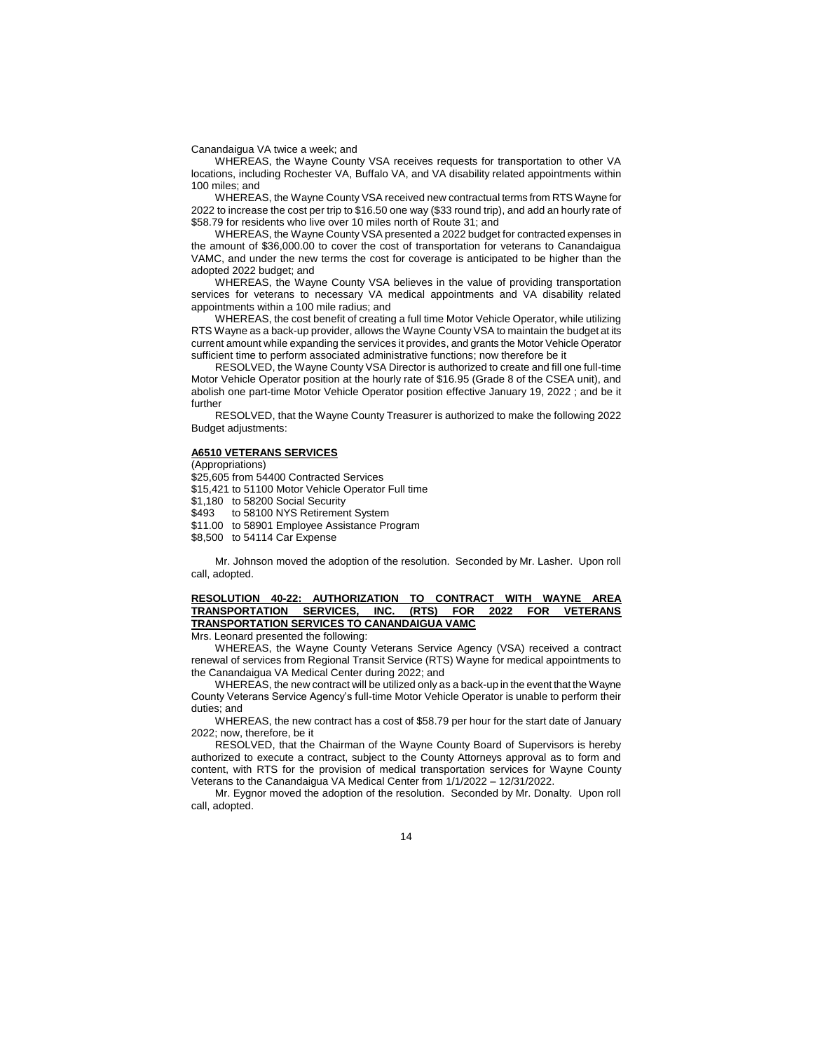Canandaigua VA twice a week; and

WHEREAS, the Wayne County VSA receives requests for transportation to other VA locations, including Rochester VA, Buffalo VA, and VA disability related appointments within 100 miles; and

WHEREAS, the Wayne County VSA received new contractual terms from RTS Wayne for 2022 to increase the cost per trip to $16.50 one way ($33 round trip), and add an hourly rate of $58.79 for residents who live over 10 miles north of Route 31; and

WHEREAS, the Wayne County VSA presented a 2022 budget for contracted expenses in the amount of $36,000.00 to cover the cost of transportation for veterans to Canandaigua VAMC, and under the new terms the cost for coverage is anticipated to be higher than the adopted 2022 budget; and

WHEREAS, the Wayne County VSA believes in the value of providing transportation services for veterans to necessary VA medical appointments and VA disability related appointments within a 100 mile radius; and

WHEREAS, the cost benefit of creating a full time Motor Vehicle Operator, while utilizing RTS Wayne as a back-up provider, allows the Wayne County VSA to maintain the budget at its current amount while expanding the services it provides, and grants the Motor Vehicle Operator sufficient time to perform associated administrative functions; now therefore be it

RESOLVED, the Wayne County VSA Director is authorized to create and fill one full-time Motor Vehicle Operator position at the hourly rate of $16.95 (Grade 8 of the CSEA unit), and abolish one part-time Motor Vehicle Operator position effective January 19, 2022 ; and be it further

RESOLVED, that the Wayne County Treasurer is authorized to make the following 2022 Budget adjustments:

**A6510 VETERANS SERVICES**

(Appropriations)
$25,605 from 54400 Contracted Services
$15,421 to 51100 Motor Vehicle Operator Full time
$1,180 to 58200 Social Security
$493 to 58100 NYS Retirement System
$11.00 to 58901 Employee Assistance Program
$8,500 to 54114 Car Expense

Mr. Johnson moved the adoption of the resolution. Seconded by Mr. Lasher. Upon roll call, adopted.

**RESOLUTION 40-22: AUTHORIZATION TO CONTRACT WITH WAYNE AREA TRANSPORTATION SERVICES, INC. (RTS) FOR 2022 FOR VETERANS TRANSPORTATION SERVICES TO CANANDAIGUA VAMC**

Mrs. Leonard presented the following:

WHEREAS, the Wayne County Veterans Service Agency (VSA) received a contract renewal of services from Regional Transit Service (RTS) Wayne for medical appointments to the Canandaigua VA Medical Center during 2022; and

WHEREAS, the new contract will be utilized only as a back-up in the event that the Wayne County Veterans Service Agency's full-time Motor Vehicle Operator is unable to perform their duties; and

WHEREAS, the new contract has a cost of $58.79 per hour for the start date of January 2022; now, therefore, be it

RESOLVED, that the Chairman of the Wayne County Board of Supervisors is hereby authorized to execute a contract, subject to the County Attorneys approval as to form and content, with RTS for the provision of medical transportation services for Wayne County Veterans to the Canandaigua VA Medical Center from 1/1/2022 – 12/31/2022.

Mr. Eygnor moved the adoption of the resolution. Seconded by Mr. Donalty. Upon roll call, adopted.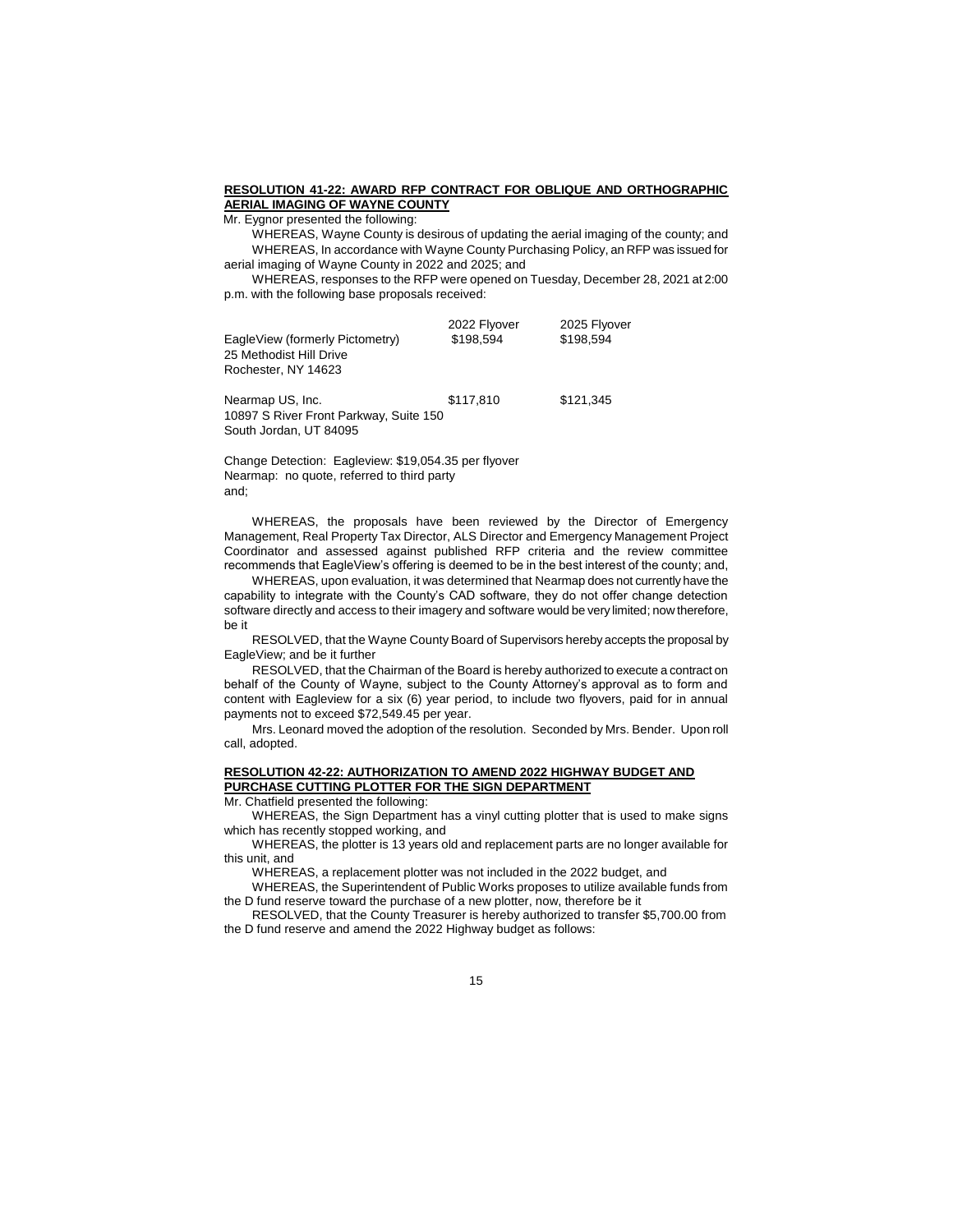**RESOLUTION 41-22: AWARD RFP CONTRACT FOR OBLIQUE AND ORTHOGRAPHIC AERIAL IMAGING OF WAYNE COUNTY**

Mr. Eygnor presented the following:

WHEREAS, Wayne County is desirous of updating the aerial imaging of the county; and

WHEREAS, In accordance with Wayne County Purchasing Policy, an RFP was issued for aerial imaging of Wayne County in 2022 and 2025; and

WHEREAS, responses to the RFP were opened on Tuesday, December 28, 2021 at 2:00 p.m. with the following base proposals received:

| | 2022 Flyover | 2025 Flyover |
|---|---|---|
| EagleView (formerly Pictometry)<br>25 Methodist Hill Drive<br>Rochester, NY 14623 | $198,594 | $198,594 |
| Nearmap US, Inc.<br>10897 S River Front Parkway, Suite 150<br>South Jordan, UT 84095 | $117,810 | $121,345 |

Change Detection: Eagleview: $19,054.35 per flyover
Nearmap: no quote, referred to third party
and;

WHEREAS, the proposals have been reviewed by the Director of Emergency Management, Real Property Tax Director, ALS Director and Emergency Management Project Coordinator and assessed against published RFP criteria and the review committee recommends that EagleView's offering is deemed to be in the best interest of the county; and,

WHEREAS, upon evaluation, it was determined that Nearmap does not currently have the capability to integrate with the County's CAD software, they do not offer change detection software directly and access to their imagery and software would be very limited; now therefore, be it

RESOLVED, that the Wayne County Board of Supervisors hereby accepts the proposal by EagleView; and be it further

RESOLVED, that the Chairman of the Board is hereby authorized to execute a contract on behalf of the County of Wayne, subject to the County Attorney's approval as to form and content with Eagleview for a six (6) year period, to include two flyovers, paid for in annual payments not to exceed $72,549.45 per year.

Mrs. Leonard moved the adoption of the resolution. Seconded by Mrs. Bender. Upon roll call, adopted.

**RESOLUTION 42-22: AUTHORIZATION TO AMEND 2022 HIGHWAY BUDGET AND PURCHASE CUTTING PLOTTER FOR THE SIGN DEPARTMENT**

Mr. Chatfield presented the following:

WHEREAS, the Sign Department has a vinyl cutting plotter that is used to make signs which has recently stopped working, and

WHEREAS, the plotter is 13 years old and replacement parts are no longer available for this unit, and

WHEREAS, a replacement plotter was not included in the 2022 budget, and

WHEREAS, the Superintendent of Public Works proposes to utilize available funds from the D fund reserve toward the purchase of a new plotter, now, therefore be it

RESOLVED, that the County Treasurer is hereby authorized to transfer $5,700.00 from the D fund reserve and amend the 2022 Highway budget as follows: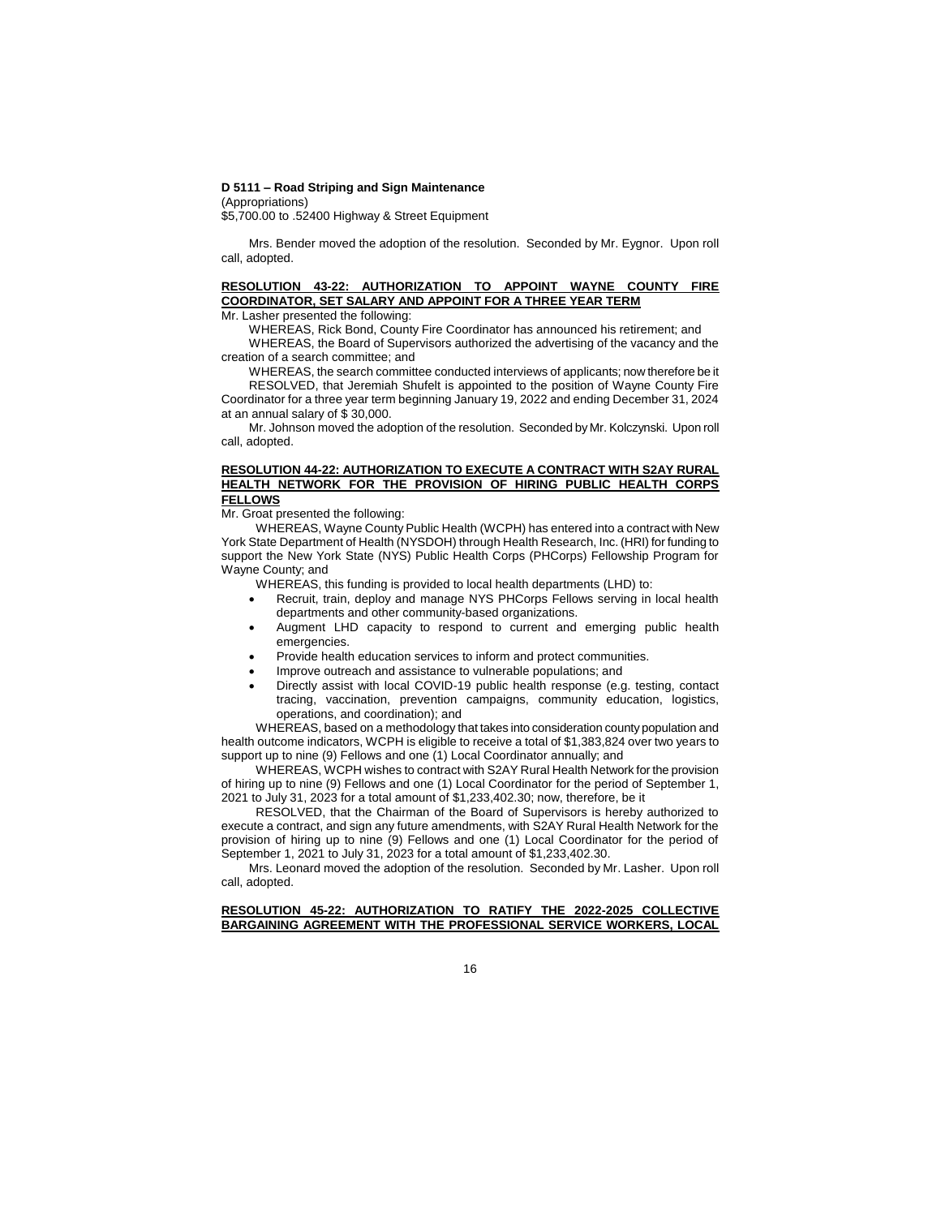**D 5111 – Road Striping and Sign Maintenance**
(Appropriations)
$5,700.00 to .52400 Highway & Street Equipment

Mrs. Bender moved the adoption of the resolution. Seconded by Mr. Eygnor. Upon roll call, adopted.

**RESOLUTION 43-22: AUTHORIZATION TO APPOINT WAYNE COUNTY FIRE COORDINATOR, SET SALARY AND APPOINT FOR A THREE YEAR TERM**

Mr. Lasher presented the following:

WHEREAS, Rick Bond, County Fire Coordinator has announced his retirement; and

WHEREAS, the Board of Supervisors authorized the advertising of the vacancy and the creation of a search committee; and

WHEREAS, the search committee conducted interviews of applicants; now therefore be it

RESOLVED, that Jeremiah Shufelt is appointed to the position of Wayne County Fire Coordinator for a three year term beginning January 19, 2022 and ending December 31, 2024 at an annual salary of $ 30,000.

Mr. Johnson moved the adoption of the resolution. Seconded by Mr. Kolczynski. Upon roll call, adopted.

**RESOLUTION 44-22: AUTHORIZATION TO EXECUTE A CONTRACT WITH S2AY RURAL HEALTH NETWORK FOR THE PROVISION OF HIRING PUBLIC HEALTH CORPS FELLOWS**

Mr. Groat presented the following:

WHEREAS, Wayne County Public Health (WCPH) has entered into a contract with New York State Department of Health (NYSDOH) through Health Research, Inc. (HRI) for funding to support the New York State (NYS) Public Health Corps (PHCorps) Fellowship Program for Wayne County; and

WHEREAS, this funding is provided to local health departments (LHD) to:

- Recruit, train, deploy and manage NYS PHCorps Fellows serving in local health departments and other community-based organizations.
- Augment LHD capacity to respond to current and emerging public health emergencies.
- Provide health education services to inform and protect communities.
- Improve outreach and assistance to vulnerable populations; and
- Directly assist with local COVID-19 public health response (e.g. testing, contact tracing, vaccination, prevention campaigns, community education, logistics, operations, and coordination); and

WHEREAS, based on a methodology that takes into consideration county population and health outcome indicators, WCPH is eligible to receive a total of $1,383,824 over two years to support up to nine (9) Fellows and one (1) Local Coordinator annually; and

WHEREAS, WCPH wishes to contract with S2AY Rural Health Network for the provision of hiring up to nine (9) Fellows and one (1) Local Coordinator for the period of September 1, 2021 to July 31, 2023 for a total amount of $1,233,402.30; now, therefore, be it

RESOLVED, that the Chairman of the Board of Supervisors is hereby authorized to execute a contract, and sign any future amendments, with S2AY Rural Health Network for the provision of hiring up to nine (9) Fellows and one (1) Local Coordinator for the period of September 1, 2021 to July 31, 2023 for a total amount of $1,233,402.30.

Mrs. Leonard moved the adoption of the resolution. Seconded by Mr. Lasher. Upon roll call, adopted.

**RESOLUTION 45-22: AUTHORIZATION TO RATIFY THE 2022-2025 COLLECTIVE BARGAINING AGREEMENT WITH THE PROFESSIONAL SERVICE WORKERS, LOCAL**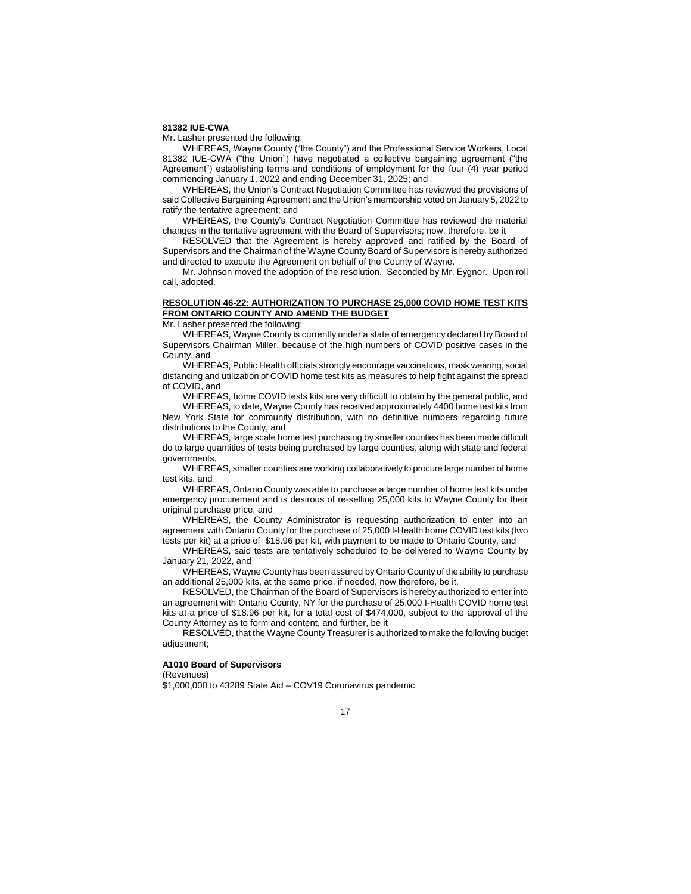**81382 IUE-CWA**

Mr. Lasher presented the following:

WHEREAS, Wayne County ("the County") and the Professional Service Workers, Local 81382 IUE-CWA ("the Union") have negotiated a collective bargaining agreement ("the Agreement") establishing terms and conditions of employment for the four (4) year period commencing January 1, 2022 and ending December 31, 2025; and

WHEREAS, the Union's Contract Negotiation Committee has reviewed the provisions of said Collective Bargaining Agreement and the Union's membership voted on January 5, 2022 to ratify the tentative agreement; and

WHEREAS, the County's Contract Negotiation Committee has reviewed the material changes in the tentative agreement with the Board of Supervisors; now, therefore, be it

RESOLVED that the Agreement is hereby approved and ratified by the Board of Supervisors and the Chairman of the Wayne County Board of Supervisors is hereby authorized and directed to execute the Agreement on behalf of the County of Wayne.

Mr. Johnson moved the adoption of the resolution. Seconded by Mr. Eygnor. Upon roll call, adopted.

**RESOLUTION 46-22: AUTHORIZATION TO PURCHASE 25,000 COVID HOME TEST KITS FROM ONTARIO COUNTY AND AMEND THE BUDGET**

Mr. Lasher presented the following:

WHEREAS, Wayne County is currently under a state of emergency declared by Board of Supervisors Chairman Miller, because of the high numbers of COVID positive cases in the County, and

WHEREAS, Public Health officials strongly encourage vaccinations, mask wearing, social distancing and utilization of COVID home test kits as measures to help fight against the spread of COVID, and

WHEREAS, home COVID tests kits are very difficult to obtain by the general public, and

WHEREAS, to date, Wayne County has received approximately 4400 home test kits from New York State for community distribution, with no definitive numbers regarding future distributions to the County, and

WHEREAS, large scale home test purchasing by smaller counties has been made difficult do to large quantities of tests being purchased by large counties, along with state and federal governments,

WHEREAS, smaller counties are working collaboratively to procure large number of home test kits, and

WHEREAS, Ontario County was able to purchase a large number of home test kits under emergency procurement and is desirous of re-selling 25,000 kits to Wayne County for their original purchase price, and

WHEREAS, the County Administrator is requesting authorization to enter into an agreement with Ontario County for the purchase of 25,000 I-Health home COVID test kits (two tests per kit) at a price of $18.96 per kit, with payment to be made to Ontario County, and

WHEREAS, said tests are tentatively scheduled to be delivered to Wayne County by January 21, 2022, and

WHEREAS, Wayne County has been assured by Ontario County of the ability to purchase an additional 25,000 kits, at the same price, if needed, now therefore, be it,

RESOLVED, the Chairman of the Board of Supervisors is hereby authorized to enter into an agreement with Ontario County, NY for the purchase of 25,000 I-Health COVID home test kits at a price of $18.96 per kit, for a total cost of $474,000, subject to the approval of the County Attorney as to form and content, and further, be it

RESOLVED, that the Wayne County Treasurer is authorized to make the following budget adjustment;

**A1010 Board of Supervisors**

(Revenues)

$1,000,000 to 43289 State Aid – COV19 Coronavirus pandemic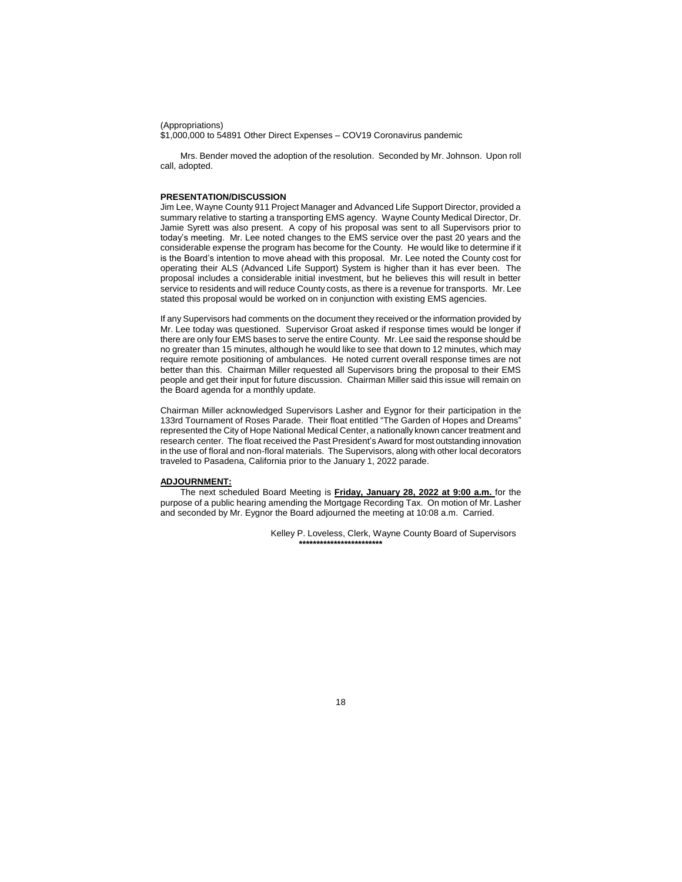(Appropriations)
$1,000,000 to 54891 Other Direct Expenses – COV19 Coronavirus pandemic

Mrs. Bender moved the adoption of the resolution. Seconded by Mr. Johnson. Upon roll call, adopted.

**PRESENTATION/DISCUSSION**

Jim Lee, Wayne County 911 Project Manager and Advanced Life Support Director, provided a summary relative to starting a transporting EMS agency. Wayne County Medical Director, Dr. Jamie Syrett was also present. A copy of his proposal was sent to all Supervisors prior to today's meeting. Mr. Lee noted changes to the EMS service over the past 20 years and the considerable expense the program has become for the County. He would like to determine if it is the Board's intention to move ahead with this proposal. Mr. Lee noted the County cost for operating their ALS (Advanced Life Support) System is higher than it has ever been. The proposal includes a considerable initial investment, but he believes this will result in better service to residents and will reduce County costs, as there is a revenue for transports. Mr. Lee stated this proposal would be worked on in conjunction with existing EMS agencies.

If any Supervisors had comments on the document they received or the information provided by Mr. Lee today was questioned. Supervisor Groat asked if response times would be longer if there are only four EMS bases to serve the entire County. Mr. Lee said the response should be no greater than 15 minutes, although he would like to see that down to 12 minutes, which may require remote positioning of ambulances. He noted current overall response times are not better than this. Chairman Miller requested all Supervisors bring the proposal to their EMS people and get their input for future discussion. Chairman Miller said this issue will remain on the Board agenda for a monthly update.

Chairman Miller acknowledged Supervisors Lasher and Eygnor for their participation in the 133rd Tournament of Roses Parade. Their float entitled "The Garden of Hopes and Dreams" represented the City of Hope National Medical Center, a nationally known cancer treatment and research center. The float received the Past President's Award for most outstanding innovation in the use of floral and non-floral materials. The Supervisors, along with other local decorators traveled to Pasadena, California prior to the January 1, 2022 parade.

**ADJOURNMENT:**

The next scheduled Board Meeting is **Friday, January 28, 2022 at 9:00 a.m.** for the purpose of a public hearing amending the Mortgage Recording Tax. On motion of Mr. Lasher and seconded by Mr. Eygnor the Board adjourned the meeting at 10:08 a.m. Carried.

Kelley P. Loveless, Clerk, Wayne County Board of Supervisors

************************